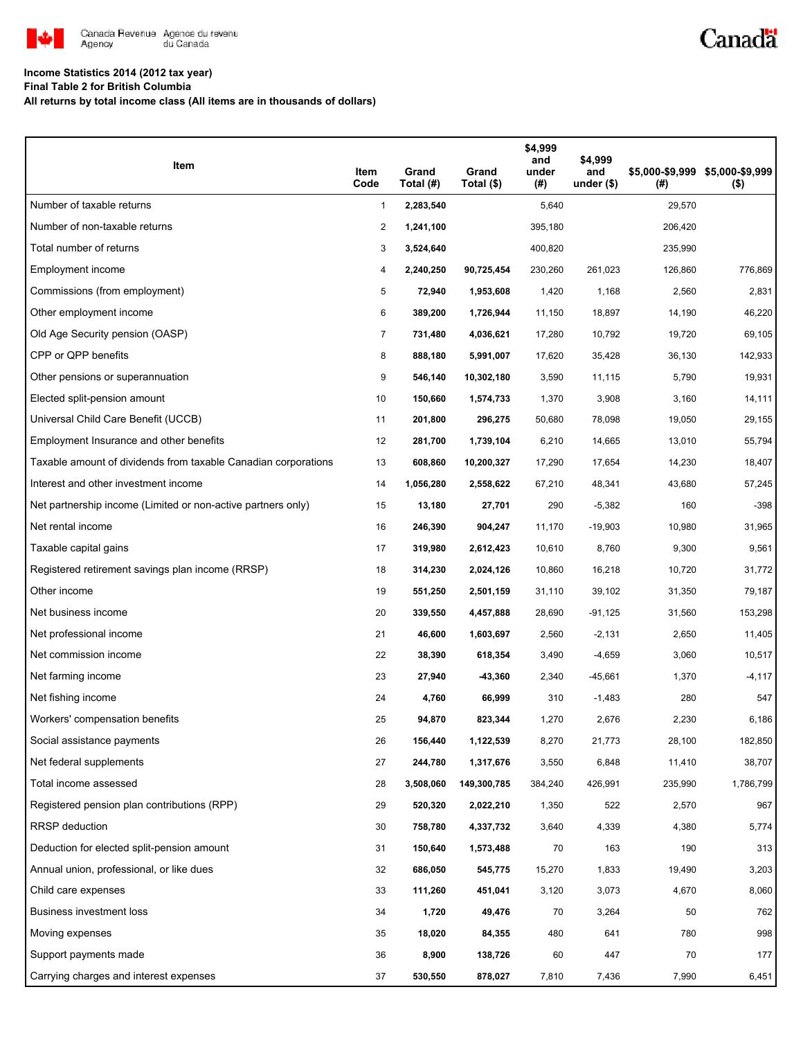Canada Revenue Agency / Agence du revenu du Canada

**Income Statistics 2014 (2012 tax year)**
**Final Table 2 for British Columbia**
**All returns by total income class (All items are in thousands of dollars)**

| Item | Item Code | Grand Total (#) | Grand Total ($) | $4,999 and under (#) | $4,999 and under ($) | $5,000-$9,999 (#) | $5,000-$9,999 ($) |
|---|---|---|---|---|---|---|---|
| Number of taxable returns | 1 | **2,283,540** | | 5,640 | | 29,570 | |
| Number of non-taxable returns | 2 | **1,241,100** | | 395,180 | | 206,420 | |
| Total number of returns | 3 | **3,524,640** | | 400,820 | | 235,990 | |
| Employment income | 4 | **2,240,250** | **90,725,454** | 230,260 | 261,023 | 126,860 | 776,869 |
| Commissions (from employment) | 5 | **72,940** | **1,953,608** | 1,420 | 1,168 | 2,560 | 2,831 |
| Other employment income | 6 | **389,200** | **1,726,944** | 11,150 | 18,897 | 14,190 | 46,220 |
| Old Age Security pension (OASP) | 7 | **731,480** | **4,036,621** | 17,280 | 10,792 | 19,720 | 69,105 |
| CPP or QPP benefits | 8 | **888,180** | **5,991,007** | 17,620 | 35,428 | 36,130 | 142,933 |
| Other pensions or superannuation | 9 | **546,140** | **10,302,180** | 3,590 | 11,115 | 5,790 | 19,931 |
| Elected split-pension amount | 10 | **150,660** | **1,574,733** | 1,370 | 3,908 | 3,160 | 14,111 |
| Universal Child Care Benefit (UCCB) | 11 | **201,800** | **296,275** | 50,680 | 78,098 | 19,050 | 29,155 |
| Employment Insurance and other benefits | 12 | **281,700** | **1,739,104** | 6,210 | 14,665 | 13,010 | 55,794 |
| Taxable amount of dividends from taxable Canadian corporations | 13 | **608,860** | **10,200,327** | 17,290 | 17,654 | 14,230 | 18,407 |
| Interest and other investment income | 14 | **1,056,280** | **2,558,622** | 67,210 | 48,341 | 43,680 | 57,245 |
| Net partnership income (Limited or non-active partners only) | 15 | **13,180** | **27,701** | 290 | -5,382 | 160 | -398 |
| Net rental income | 16 | **246,390** | **904,247** | 11,170 | -19,903 | 10,980 | 31,965 |
| Taxable capital gains | 17 | **319,980** | **2,612,423** | 10,610 | 8,760 | 9,300 | 9,561 |
| Registered retirement savings plan income (RRSP) | 18 | **314,230** | **2,024,126** | 10,860 | 16,218 | 10,720 | 31,772 |
| Other income | 19 | **551,250** | **2,501,159** | 31,110 | 39,102 | 31,350 | 79,187 |
| Net business income | 20 | **339,550** | **4,457,888** | 28,690 | -91,125 | 31,560 | 153,298 |
| Net professional income | 21 | **46,600** | **1,603,697** | 2,560 | -2,131 | 2,650 | 11,405 |
| Net commission income | 22 | **38,390** | **618,354** | 3,490 | -4,659 | 3,060 | 10,517 |
| Net farming income | 23 | **27,940** | **-43,360** | 2,340 | -45,661 | 1,370 | -4,117 |
| Net fishing income | 24 | **4,760** | **66,999** | 310 | -1,483 | 280 | 547 |
| Workers' compensation benefits | 25 | **94,870** | **823,344** | 1,270 | 2,676 | 2,230 | 6,186 |
| Social assistance payments | 26 | **156,440** | **1,122,539** | 8,270 | 21,773 | 28,100 | 182,850 |
| Net federal supplements | 27 | **244,780** | **1,317,676** | 3,550 | 6,848 | 11,410 | 38,707 |
| Total income assessed | 28 | **3,508,060** | **149,300,785** | 384,240 | 426,991 | 235,990 | 1,786,799 |
| Registered pension plan contributions (RPP) | 29 | **520,320** | **2,022,210** | 1,350 | 522 | 2,570 | 967 |
| RRSP deduction | 30 | **758,780** | **4,337,732** | 3,640 | 4,339 | 4,380 | 5,774 |
| Deduction for elected split-pension amount | 31 | **150,640** | **1,573,488** | 70 | 163 | 190 | 313 |
| Annual union, professional, or like dues | 32 | **686,050** | **545,775** | 15,270 | 1,833 | 19,490 | 3,203 |
| Child care expenses | 33 | **111,260** | **451,041** | 3,120 | 3,073 | 4,670 | 8,060 |
| Business investment loss | 34 | **1,720** | **49,476** | 70 | 3,264 | 50 | 762 |
| Moving expenses | 35 | **18,020** | **84,355** | 480 | 641 | 780 | 998 |
| Support payments made | 36 | **8,900** | **138,726** | 60 | 447 | 70 | 177 |
| Carrying charges and interest expenses | 37 | **530,550** | **878,027** | 7,810 | 7,436 | 7,990 | 6,451 |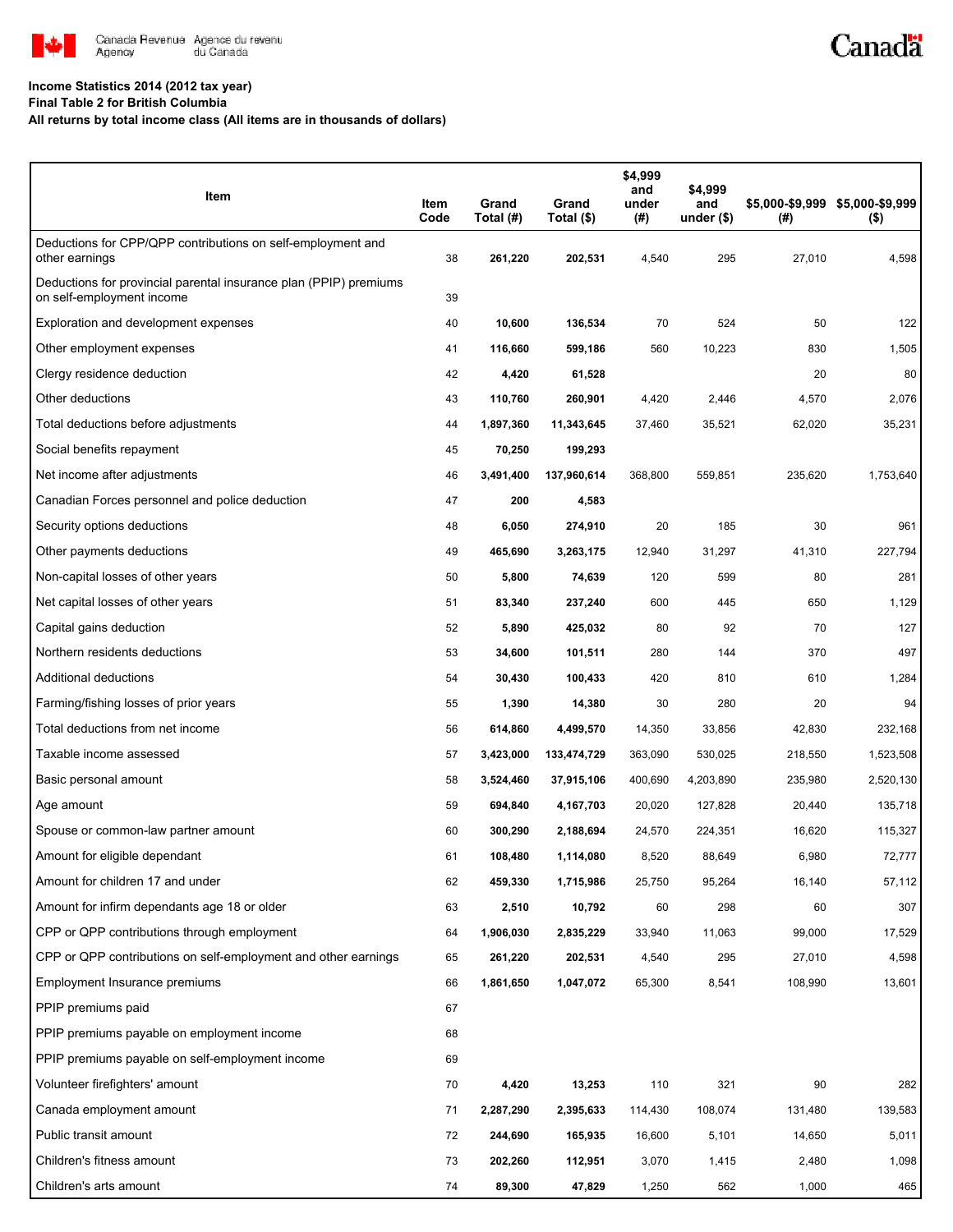Canada Revenue Agency / Agence du revenu du Canada

**Income Statistics 2014 (2012 tax year)**
**Final Table 2 for British Columbia**
**All returns by total income class (All items are in thousands of dollars)**

| Item | Item Code | Grand Total (#) | Grand Total ($) | $4,999 and under (#) | $4,999 and under ($) | $5,000-$9,999 (#) | $5,000-$9,999 ($) |
|---|---|---|---|---|---|---|---|
| Deductions for CPP/QPP contributions on self-employment and other earnings | 38 | **261,220** | **202,531** | 4,540 | 295 | 27,010 | 4,598 |
| Deductions for provincial parental insurance plan (PPIP) premiums on self-employment income | 39 | | | | | | |
| Exploration and development expenses | 40 | **10,600** | **136,534** | 70 | 524 | 50 | 122 |
| Other employment expenses | 41 | **116,660** | **599,186** | 560 | 10,223 | 830 | 1,505 |
| Clergy residence deduction | 42 | **4,420** | **61,528** | | | 20 | 80 |
| Other deductions | 43 | **110,760** | **260,901** | 4,420 | 2,446 | 4,570 | 2,076 |
| Total deductions before adjustments | 44 | **1,897,360** | **11,343,645** | 37,460 | 35,521 | 62,020 | 35,231 |
| Social benefits repayment | 45 | **70,250** | **199,293** | | | | |
| Net income after adjustments | 46 | **3,491,400** | **137,960,614** | 368,800 | 559,851 | 235,620 | 1,753,640 |
| Canadian Forces personnel and police deduction | 47 | **200** | **4,583** | | | | |
| Security options deductions | 48 | **6,050** | **274,910** | 20 | 185 | 30 | 961 |
| Other payments deductions | 49 | **465,690** | **3,263,175** | 12,940 | 31,297 | 41,310 | 227,794 |
| Non-capital losses of other years | 50 | **5,800** | **74,639** | 120 | 599 | 80 | 281 |
| Net capital losses of other years | 51 | **83,340** | **237,240** | 600 | 445 | 650 | 1,129 |
| Capital gains deduction | 52 | **5,890** | **425,032** | 80 | 92 | 70 | 127 |
| Northern residents deductions | 53 | **34,600** | **101,511** | 280 | 144 | 370 | 497 |
| Additional deductions | 54 | **30,430** | **100,433** | 420 | 810 | 610 | 1,284 |
| Farming/fishing losses of prior years | 55 | **1,390** | **14,380** | 30 | 280 | 20 | 94 |
| Total deductions from net income | 56 | **614,860** | **4,499,570** | 14,350 | 33,856 | 42,830 | 232,168 |
| Taxable income assessed | 57 | **3,423,000** | **133,474,729** | 363,090 | 530,025 | 218,550 | 1,523,508 |
| Basic personal amount | 58 | **3,524,460** | **37,915,106** | 400,690 | 4,203,890 | 235,980 | 2,520,130 |
| Age amount | 59 | **694,840** | **4,167,703** | 20,020 | 127,828 | 20,440 | 135,718 |
| Spouse or common-law partner amount | 60 | **300,290** | **2,188,694** | 24,570 | 224,351 | 16,620 | 115,327 |
| Amount for eligible dependant | 61 | **108,480** | **1,114,080** | 8,520 | 88,649 | 6,980 | 72,777 |
| Amount for children 17 and under | 62 | **459,330** | **1,715,986** | 25,750 | 95,264 | 16,140 | 57,112 |
| Amount for infirm dependants age 18 or older | 63 | **2,510** | **10,792** | 60 | 298 | 60 | 307 |
| CPP or QPP contributions through employment | 64 | **1,906,030** | **2,835,229** | 33,940 | 11,063 | 99,000 | 17,529 |
| CPP or QPP contributions on self-employment and other earnings | 65 | **261,220** | **202,531** | 4,540 | 295 | 27,010 | 4,598 |
| Employment Insurance premiums | 66 | **1,861,650** | **1,047,072** | 65,300 | 8,541 | 108,990 | 13,601 |
| PPIP premiums paid | 67 | | | | | | |
| PPIP premiums payable on employment income | 68 | | | | | | |
| PPIP premiums payable on self-employment income | 69 | | | | | | |
| Volunteer firefighters' amount | 70 | **4,420** | **13,253** | 110 | 321 | 90 | 282 |
| Canada employment amount | 71 | **2,287,290** | **2,395,633** | 114,430 | 108,074 | 131,480 | 139,583 |
| Public transit amount | 72 | **244,690** | **165,935** | 16,600 | 5,101 | 14,650 | 5,011 |
| Children's fitness amount | 73 | **202,260** | **112,951** | 3,070 | 1,415 | 2,480 | 1,098 |
| Children's arts amount | 74 | **89,300** | **47,829** | 1,250 | 562 | 1,000 | 465 |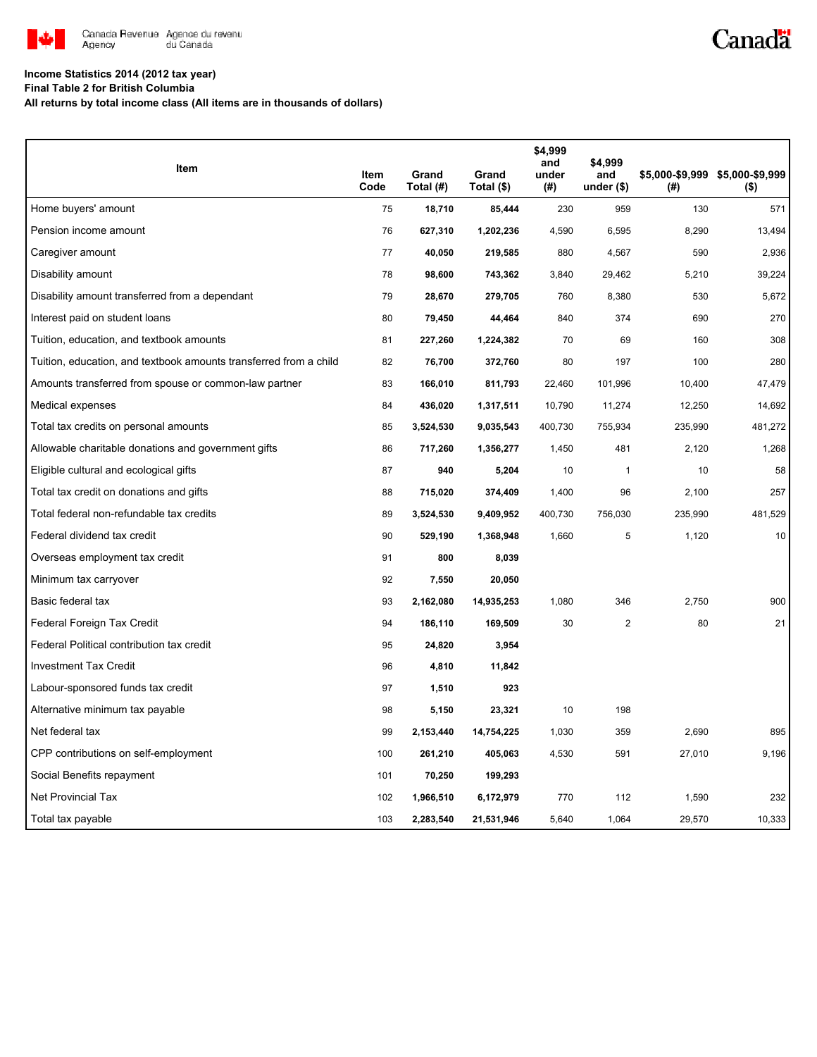**Income Statistics 2014 (2012 tax year)**
**Final Table 2 for British Columbia**
**All returns by total income class (All items are in thousands of dollars)**

| Item | Item Code | Grand Total (#) | Grand Total ($) | $4,999 and under (#) | $4,999 and under ($) | $5,000-$9,999 (#) | $5,000-$9,999 ($) |
|---|---|---|---|---|---|---|---|
| Home buyers' amount | 75 | 18,710 | 85,444 | 230 | 959 | 130 | 571 |
| Pension income amount | 76 | 627,310 | 1,202,236 | 4,590 | 6,595 | 8,290 | 13,494 |
| Caregiver amount | 77 | 40,050 | 219,585 | 880 | 4,567 | 590 | 2,936 |
| Disability amount | 78 | 98,600 | 743,362 | 3,840 | 29,462 | 5,210 | 39,224 |
| Disability amount transferred from a dependant | 79 | 28,670 | 279,705 | 760 | 8,380 | 530 | 5,672 |
| Interest paid on student loans | 80 | 79,450 | 44,464 | 840 | 374 | 690 | 270 |
| Tuition, education, and textbook amounts | 81 | 227,260 | 1,224,382 | 70 | 69 | 160 | 308 |
| Tuition, education, and textbook amounts transferred from a child | 82 | 76,700 | 372,760 | 80 | 197 | 100 | 280 |
| Amounts transferred from spouse or common-law partner | 83 | 166,010 | 811,793 | 22,460 | 101,996 | 10,400 | 47,479 |
| Medical expenses | 84 | 436,020 | 1,317,511 | 10,790 | 11,274 | 12,250 | 14,692 |
| Total tax credits on personal amounts | 85 | 3,524,530 | 9,035,543 | 400,730 | 755,934 | 235,990 | 481,272 |
| Allowable charitable donations and government gifts | 86 | 717,260 | 1,356,277 | 1,450 | 481 | 2,120 | 1,268 |
| Eligible cultural and ecological gifts | 87 | 940 | 5,204 | 10 | 1 | 10 | 58 |
| Total tax credit on donations and gifts | 88 | 715,020 | 374,409 | 1,400 | 96 | 2,100 | 257 |
| Total federal non-refundable tax credits | 89 | 3,524,530 | 9,409,952 | 400,730 | 756,030 | 235,990 | 481,529 |
| Federal dividend tax credit | 90 | 529,190 | 1,368,948 | 1,660 | 5 | 1,120 | 10 |
| Overseas employment tax credit | 91 | 800 | 8,039 | | | | |
| Minimum tax carryover | 92 | 7,550 | 20,050 | | | | |
| Basic federal tax | 93 | 2,162,080 | 14,935,253 | 1,080 | 346 | 2,750 | 900 |
| Federal Foreign Tax Credit | 94 | 186,110 | 169,509 | 30 | 2 | 80 | 21 |
| Federal Political contribution tax credit | 95 | 24,820 | 3,954 | | | | |
| Investment Tax Credit | 96 | 4,810 | 11,842 | | | | |
| Labour-sponsored funds tax credit | 97 | 1,510 | 923 | | | | |
| Alternative minimum tax payable | 98 | 5,150 | 23,321 | 10 | 198 | | |
| Net federal tax | 99 | 2,153,440 | 14,754,225 | 1,030 | 359 | 2,690 | 895 |
| CPP contributions on self-employment | 100 | 261,210 | 405,063 | 4,530 | 591 | 27,010 | 9,196 |
| Social Benefits repayment | 101 | 70,250 | 199,293 | | | | |
| Net Provincial Tax | 102 | 1,966,510 | 6,172,979 | 770 | 112 | 1,590 | 232 |
| Total tax payable | 103 | 2,283,540 | 21,531,946 | 5,640 | 1,064 | 29,570 | 10,333 |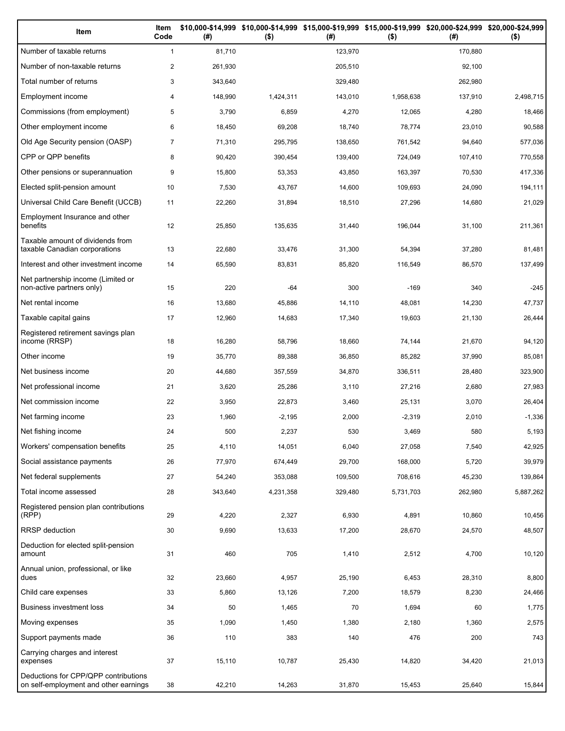| Item | Item Code | $10,000-$14,999 (#) | $10,000-$14,999 ($) | $15,000-$19,999 (#) | $15,000-$19,999 ($) | $20,000-$24,999 (#) | $20,000-$24,999 ($) |
|---|---|---|---|---|---|---|---|
| Number of taxable returns | 1 | 81,710 | | 123,970 | | 170,880 | |
| Number of non-taxable returns | 2 | 261,930 | | 205,510 | | 92,100 | |
| Total number of returns | 3 | 343,640 | | 329,480 | | 262,980 | |
| Employment income | 4 | 148,990 | 1,424,311 | 143,010 | 1,958,638 | 137,910 | 2,498,715 |
| Commissions (from employment) | 5 | 3,790 | 6,859 | 4,270 | 12,065 | 4,280 | 18,466 |
| Other employment income | 6 | 18,450 | 69,208 | 18,740 | 78,774 | 23,010 | 90,588 |
| Old Age Security pension (OASP) | 7 | 71,310 | 295,795 | 138,650 | 761,542 | 94,640 | 577,036 |
| CPP or QPP benefits | 8 | 90,420 | 390,454 | 139,400 | 724,049 | 107,410 | 770,558 |
| Other pensions or superannuation | 9 | 15,800 | 53,353 | 43,850 | 163,397 | 70,530 | 417,336 |
| Elected split-pension amount | 10 | 7,530 | 43,767 | 14,600 | 109,693 | 24,090 | 194,111 |
| Universal Child Care Benefit (UCCB) | 11 | 22,260 | 31,894 | 18,510 | 27,296 | 14,680 | 21,029 |
| Employment Insurance and other benefits | 12 | 25,850 | 135,635 | 31,440 | 196,044 | 31,100 | 211,361 |
| Taxable amount of dividends from taxable Canadian corporations | 13 | 22,680 | 33,476 | 31,300 | 54,394 | 37,280 | 81,481 |
| Interest and other investment income | 14 | 65,590 | 83,831 | 85,820 | 116,549 | 86,570 | 137,499 |
| Net partnership income (Limited or non-active partners only) | 15 | 220 | -64 | 300 | -169 | 340 | -245 |
| Net rental income | 16 | 13,680 | 45,886 | 14,110 | 48,081 | 14,230 | 47,737 |
| Taxable capital gains | 17 | 12,960 | 14,683 | 17,340 | 19,603 | 21,130 | 26,444 |
| Registered retirement savings plan income (RRSP) | 18 | 16,280 | 58,796 | 18,660 | 74,144 | 21,670 | 94,120 |
| Other income | 19 | 35,770 | 89,388 | 36,850 | 85,282 | 37,990 | 85,081 |
| Net business income | 20 | 44,680 | 357,559 | 34,870 | 336,511 | 28,480 | 323,900 |
| Net professional income | 21 | 3,620 | 25,286 | 3,110 | 27,216 | 2,680 | 27,983 |
| Net commission income | 22 | 3,950 | 22,873 | 3,460 | 25,131 | 3,070 | 26,404 |
| Net farming income | 23 | 1,960 | -2,195 | 2,000 | -2,319 | 2,010 | -1,336 |
| Net fishing income | 24 | 500 | 2,237 | 530 | 3,469 | 580 | 5,193 |
| Workers' compensation benefits | 25 | 4,110 | 14,051 | 6,040 | 27,058 | 7,540 | 42,925 |
| Social assistance payments | 26 | 77,970 | 674,449 | 29,700 | 168,000 | 5,720 | 39,979 |
| Net federal supplements | 27 | 54,240 | 353,088 | 109,500 | 708,616 | 45,230 | 139,864 |
| Total income assessed | 28 | 343,640 | 4,231,358 | 329,480 | 5,731,703 | 262,980 | 5,887,262 |
| Registered pension plan contributions (RPP) | 29 | 4,220 | 2,327 | 6,930 | 4,891 | 10,860 | 10,456 |
| RRSP deduction | 30 | 9,690 | 13,633 | 17,200 | 28,670 | 24,570 | 48,507 |
| Deduction for elected split-pension amount | 31 | 460 | 705 | 1,410 | 2,512 | 4,700 | 10,120 |
| Annual union, professional, or like dues | 32 | 23,660 | 4,957 | 25,190 | 6,453 | 28,310 | 8,800 |
| Child care expenses | 33 | 5,860 | 13,126 | 7,200 | 18,579 | 8,230 | 24,466 |
| Business investment loss | 34 | 50 | 1,465 | 70 | 1,694 | 60 | 1,775 |
| Moving expenses | 35 | 1,090 | 1,450 | 1,380 | 2,180 | 1,360 | 2,575 |
| Support payments made | 36 | 110 | 383 | 140 | 476 | 200 | 743 |
| Carrying charges and interest expenses | 37 | 15,110 | 10,787 | 25,430 | 14,820 | 34,420 | 21,013 |
| Deductions for CPP/QPP contributions on self-employment and other earnings | 38 | 42,210 | 14,263 | 31,870 | 15,453 | 25,640 | 15,844 |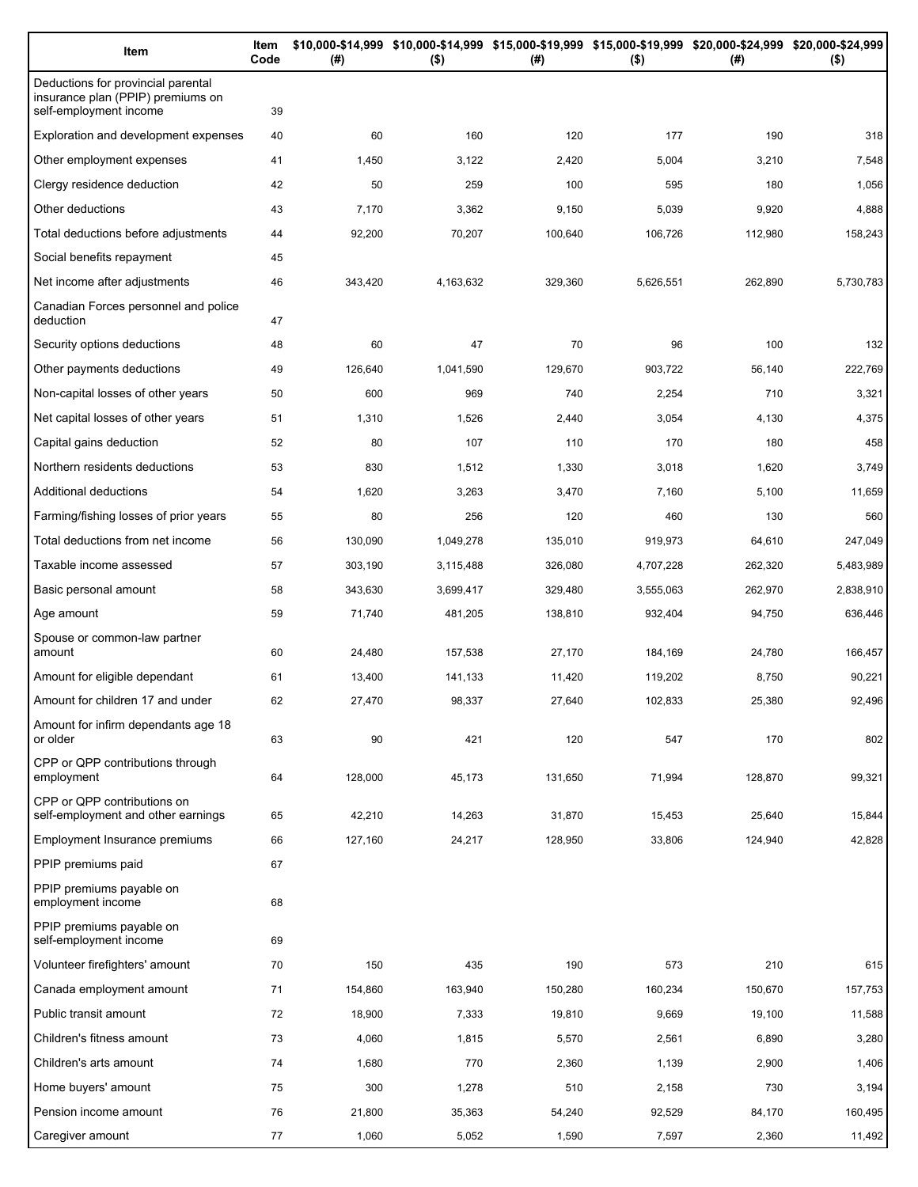| Item | Item Code | $10,000-$14,999 (#) | $10,000-$14,999 ($) | $15,000-$19,999 (#) | $15,000-$19,999 ($) | $20,000-$24,999 (#) | $20,000-$24,999 ($) |
|---|---|---|---|---|---|---|---|
| Deductions for provincial parental insurance plan (PPIP) premiums on self-employment income | 39 | | | | | | |
| Exploration and development expenses | 40 | 60 | 160 | 120 | 177 | 190 | 318 |
| Other employment expenses | 41 | 1,450 | 3,122 | 2,420 | 5,004 | 3,210 | 7,548 |
| Clergy residence deduction | 42 | 50 | 259 | 100 | 595 | 180 | 1,056 |
| Other deductions | 43 | 7,170 | 3,362 | 9,150 | 5,039 | 9,920 | 4,888 |
| Total deductions before adjustments | 44 | 92,200 | 70,207 | 100,640 | 106,726 | 112,980 | 158,243 |
| Social benefits repayment | 45 | | | | | | |
| Net income after adjustments | 46 | 343,420 | 4,163,632 | 329,360 | 5,626,551 | 262,890 | 5,730,783 |
| Canadian Forces personnel and police deduction | 47 | | | | | | |
| Security options deductions | 48 | 60 | 47 | 70 | 96 | 100 | 132 |
| Other payments deductions | 49 | 126,640 | 1,041,590 | 129,670 | 903,722 | 56,140 | 222,769 |
| Non-capital losses of other years | 50 | 600 | 969 | 740 | 2,254 | 710 | 3,321 |
| Net capital losses of other years | 51 | 1,310 | 1,526 | 2,440 | 3,054 | 4,130 | 4,375 |
| Capital gains deduction | 52 | 80 | 107 | 110 | 170 | 180 | 458 |
| Northern residents deductions | 53 | 830 | 1,512 | 1,330 | 3,018 | 1,620 | 3,749 |
| Additional deductions | 54 | 1,620 | 3,263 | 3,470 | 7,160 | 5,100 | 11,659 |
| Farming/fishing losses of prior years | 55 | 80 | 256 | 120 | 460 | 130 | 560 |
| Total deductions from net income | 56 | 130,090 | 1,049,278 | 135,010 | 919,973 | 64,610 | 247,049 |
| Taxable income assessed | 57 | 303,190 | 3,115,488 | 326,080 | 4,707,228 | 262,320 | 5,483,989 |
| Basic personal amount | 58 | 343,630 | 3,699,417 | 329,480 | 3,555,063 | 262,970 | 2,838,910 |
| Age amount | 59 | 71,740 | 481,205 | 138,810 | 932,404 | 94,750 | 636,446 |
| Spouse or common-law partner amount | 60 | 24,480 | 157,538 | 27,170 | 184,169 | 24,780 | 166,457 |
| Amount for eligible dependant | 61 | 13,400 | 141,133 | 11,420 | 119,202 | 8,750 | 90,221 |
| Amount for children 17 and under | 62 | 27,470 | 98,337 | 27,640 | 102,833 | 25,380 | 92,496 |
| Amount for infirm dependants age 18 or older | 63 | 90 | 421 | 120 | 547 | 170 | 802 |
| CPP or QPP contributions through employment | 64 | 128,000 | 45,173 | 131,650 | 71,994 | 128,870 | 99,321 |
| CPP or QPP contributions on self-employment and other earnings | 65 | 42,210 | 14,263 | 31,870 | 15,453 | 25,640 | 15,844 |
| Employment Insurance premiums | 66 | 127,160 | 24,217 | 128,950 | 33,806 | 124,940 | 42,828 |
| PPIP premiums paid | 67 | | | | | | |
| PPIP premiums payable on employment income | 68 | | | | | | |
| PPIP premiums payable on self-employment income | 69 | | | | | | |
| Volunteer firefighters' amount | 70 | 150 | 435 | 190 | 573 | 210 | 615 |
| Canada employment amount | 71 | 154,860 | 163,940 | 150,280 | 160,234 | 150,670 | 157,753 |
| Public transit amount | 72 | 18,900 | 7,333 | 19,810 | 9,669 | 19,100 | 11,588 |
| Children's fitness amount | 73 | 4,060 | 1,815 | 5,570 | 2,561 | 6,890 | 3,280 |
| Children's arts amount | 74 | 1,680 | 770 | 2,360 | 1,139 | 2,900 | 1,406 |
| Home buyers' amount | 75 | 300 | 1,278 | 510 | 2,158 | 730 | 3,194 |
| Pension income amount | 76 | 21,800 | 35,363 | 54,240 | 92,529 | 84,170 | 160,495 |
| Caregiver amount | 77 | 1,060 | 5,052 | 1,590 | 7,597 | 2,360 | 11,492 |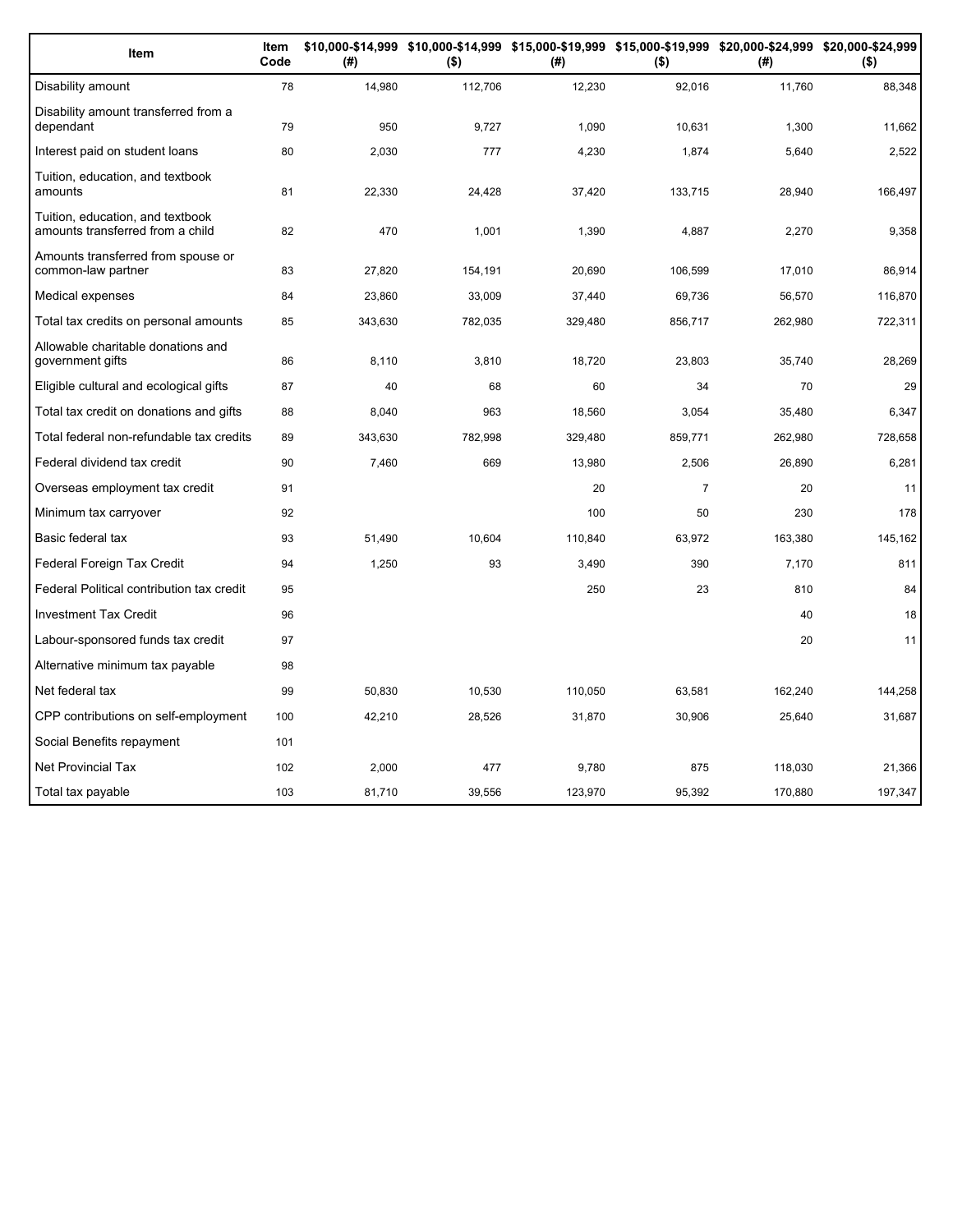| Item | Item Code | $10,000-$14,999 (#) | $10,000-$14,999 ($) | $15,000-$19,999 (#) | $15,000-$19,999 ($) | $20,000-$24,999 (#) | $20,000-$24,999 ($) |
|---|---|---|---|---|---|---|---|
| Disability amount | 78 | 14,980 | 112,706 | 12,230 | 92,016 | 11,760 | 88,348 |
| Disability amount transferred from a dependant | 79 | 950 | 9,727 | 1,090 | 10,631 | 1,300 | 11,662 |
| Interest paid on student loans | 80 | 2,030 | 777 | 4,230 | 1,874 | 5,640 | 2,522 |
| Tuition, education, and textbook amounts | 81 | 22,330 | 24,428 | 37,420 | 133,715 | 28,940 | 166,497 |
| Tuition, education, and textbook amounts transferred from a child | 82 | 470 | 1,001 | 1,390 | 4,887 | 2,270 | 9,358 |
| Amounts transferred from spouse or common-law partner | 83 | 27,820 | 154,191 | 20,690 | 106,599 | 17,010 | 86,914 |
| Medical expenses | 84 | 23,860 | 33,009 | 37,440 | 69,736 | 56,570 | 116,870 |
| Total tax credits on personal amounts | 85 | 343,630 | 782,035 | 329,480 | 856,717 | 262,980 | 722,311 |
| Allowable charitable donations and government gifts | 86 | 8,110 | 3,810 | 18,720 | 23,803 | 35,740 | 28,269 |
| Eligible cultural and ecological gifts | 87 | 40 | 68 | 60 | 34 | 70 | 29 |
| Total tax credit on donations and gifts | 88 | 8,040 | 963 | 18,560 | 3,054 | 35,480 | 6,347 |
| Total federal non-refundable tax credits | 89 | 343,630 | 782,998 | 329,480 | 859,771 | 262,980 | 728,658 |
| Federal dividend tax credit | 90 | 7,460 | 669 | 13,980 | 2,506 | 26,890 | 6,281 |
| Overseas employment tax credit | 91 | | | 20 | 7 | 20 | 11 |
| Minimum tax carryover | 92 | | | 100 | 50 | 230 | 178 |
| Basic federal tax | 93 | 51,490 | 10,604 | 110,840 | 63,972 | 163,380 | 145,162 |
| Federal Foreign Tax Credit | 94 | 1,250 | 93 | 3,490 | 390 | 7,170 | 811 |
| Federal Political contribution tax credit | 95 | | | 250 | 23 | 810 | 84 |
| Investment Tax Credit | 96 | | | | | 40 | 18 |
| Labour-sponsored funds tax credit | 97 | | | | | 20 | 11 |
| Alternative minimum tax payable | 98 | | | | | | |
| Net federal tax | 99 | 50,830 | 10,530 | 110,050 | 63,581 | 162,240 | 144,258 |
| CPP contributions on self-employment | 100 | 42,210 | 28,526 | 31,870 | 30,906 | 25,640 | 31,687 |
| Social Benefits repayment | 101 | | | | | | |
| Net Provincial Tax | 102 | 2,000 | 477 | 9,780 | 875 | 118,030 | 21,366 |
| Total tax payable | 103 | 81,710 | 39,556 | 123,970 | 95,392 | 170,880 | 197,347 |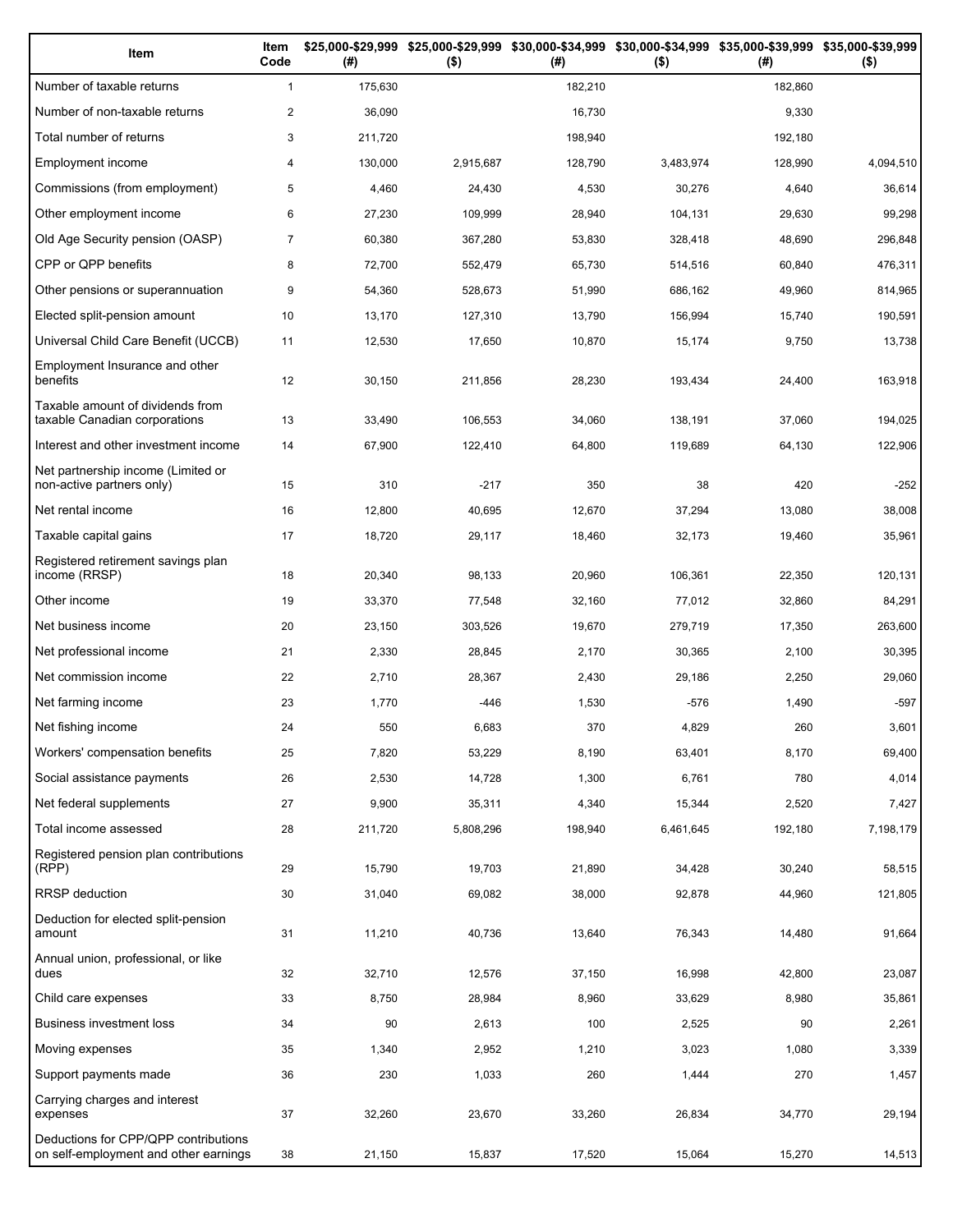| Item | Item Code | $25,000-$29,999 (#) | $25,000-$29,999 ($) | $30,000-$34,999 (#) | $30,000-$34,999 ($) | $35,000-$39,999 (#) | $35,000-$39,999 ($) |
|---|---|---|---|---|---|---|---|
| Number of taxable returns | 1 | 175,630 | | 182,210 | | 182,860 | |
| Number of non-taxable returns | 2 | 36,090 | | 16,730 | | 9,330 | |
| Total number of returns | 3 | 211,720 | | 198,940 | | 192,180 | |
| Employment income | 4 | 130,000 | 2,915,687 | 128,790 | 3,483,974 | 128,990 | 4,094,510 |
| Commissions (from employment) | 5 | 4,460 | 24,430 | 4,530 | 30,276 | 4,640 | 36,614 |
| Other employment income | 6 | 27,230 | 109,999 | 28,940 | 104,131 | 29,630 | 99,298 |
| Old Age Security pension (OASP) | 7 | 60,380 | 367,280 | 53,830 | 328,418 | 48,690 | 296,848 |
| CPP or QPP benefits | 8 | 72,700 | 552,479 | 65,730 | 514,516 | 60,840 | 476,311 |
| Other pensions or superannuation | 9 | 54,360 | 528,673 | 51,990 | 686,162 | 49,960 | 814,965 |
| Elected split-pension amount | 10 | 13,170 | 127,310 | 13,790 | 156,994 | 15,740 | 190,591 |
| Universal Child Care Benefit (UCCB) | 11 | 12,530 | 17,650 | 10,870 | 15,174 | 9,750 | 13,738 |
| Employment Insurance and other benefits | 12 | 30,150 | 211,856 | 28,230 | 193,434 | 24,400 | 163,918 |
| Taxable amount of dividends from taxable Canadian corporations | 13 | 33,490 | 106,553 | 34,060 | 138,191 | 37,060 | 194,025 |
| Interest and other investment income | 14 | 67,900 | 122,410 | 64,800 | 119,689 | 64,130 | 122,906 |
| Net partnership income (Limited or non-active partners only) | 15 | 310 | -217 | 350 | 38 | 420 | -252 |
| Net rental income | 16 | 12,800 | 40,695 | 12,670 | 37,294 | 13,080 | 38,008 |
| Taxable capital gains | 17 | 18,720 | 29,117 | 18,460 | 32,173 | 19,460 | 35,961 |
| Registered retirement savings plan income (RRSP) | 18 | 20,340 | 98,133 | 20,960 | 106,361 | 22,350 | 120,131 |
| Other income | 19 | 33,370 | 77,548 | 32,160 | 77,012 | 32,860 | 84,291 |
| Net business income | 20 | 23,150 | 303,526 | 19,670 | 279,719 | 17,350 | 263,600 |
| Net professional income | 21 | 2,330 | 28,845 | 2,170 | 30,365 | 2,100 | 30,395 |
| Net commission income | 22 | 2,710 | 28,367 | 2,430 | 29,186 | 2,250 | 29,060 |
| Net farming income | 23 | 1,770 | -446 | 1,530 | -576 | 1,490 | -597 |
| Net fishing income | 24 | 550 | 6,683 | 370 | 4,829 | 260 | 3,601 |
| Workers' compensation benefits | 25 | 7,820 | 53,229 | 8,190 | 63,401 | 8,170 | 69,400 |
| Social assistance payments | 26 | 2,530 | 14,728 | 1,300 | 6,761 | 780 | 4,014 |
| Net federal supplements | 27 | 9,900 | 35,311 | 4,340 | 15,344 | 2,520 | 7,427 |
| Total income assessed | 28 | 211,720 | 5,808,296 | 198,940 | 6,461,645 | 192,180 | 7,198,179 |
| Registered pension plan contributions (RPP) | 29 | 15,790 | 19,703 | 21,890 | 34,428 | 30,240 | 58,515 |
| RRSP deduction | 30 | 31,040 | 69,082 | 38,000 | 92,878 | 44,960 | 121,805 |
| Deduction for elected split-pension amount | 31 | 11,210 | 40,736 | 13,640 | 76,343 | 14,480 | 91,664 |
| Annual union, professional, or like dues | 32 | 32,710 | 12,576 | 37,150 | 16,998 | 42,800 | 23,087 |
| Child care expenses | 33 | 8,750 | 28,984 | 8,960 | 33,629 | 8,980 | 35,861 |
| Business investment loss | 34 | 90 | 2,613 | 100 | 2,525 | 90 | 2,261 |
| Moving expenses | 35 | 1,340 | 2,952 | 1,210 | 3,023 | 1,080 | 3,339 |
| Support payments made | 36 | 230 | 1,033 | 260 | 1,444 | 270 | 1,457 |
| Carrying charges and interest expenses | 37 | 32,260 | 23,670 | 33,260 | 26,834 | 34,770 | 29,194 |
| Deductions for CPP/QPP contributions on self-employment and other earnings | 38 | 21,150 | 15,837 | 17,520 | 15,064 | 15,270 | 14,513 |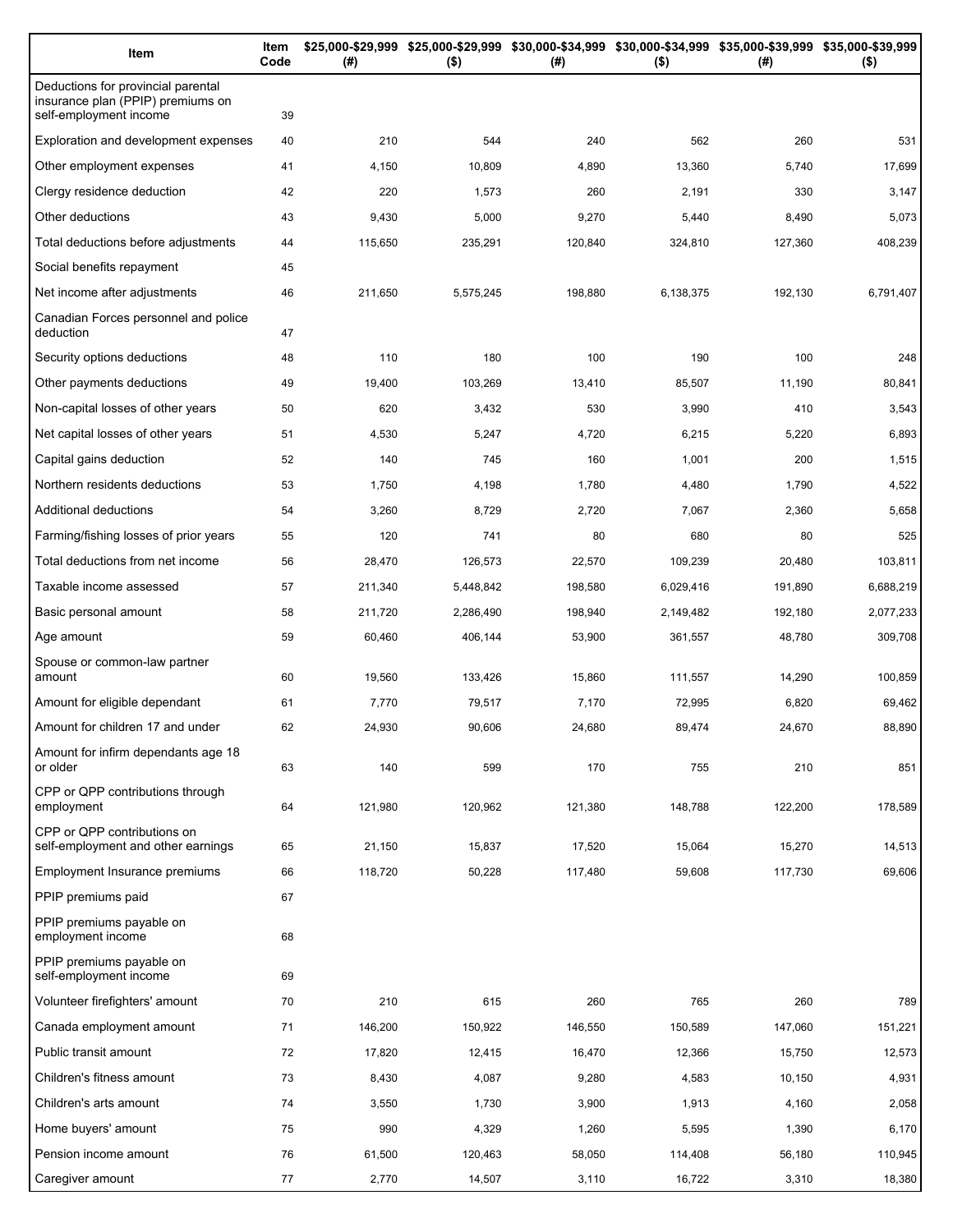| Item | Item Code | $25,000-$29,999 (#) | $25,000-$29,999 ($) | $30,000-$34,999 (#) | $30,000-$34,999 ($) | $35,000-$39,999 (#) | $35,000-$39,999 ($) |
|---|---|---|---|---|---|---|---|
| Deductions for provincial parental insurance plan (PPIP) premiums on self-employment income | 39 | | | | | | |
| Exploration and development expenses | 40 | 210 | 544 | 240 | 562 | 260 | 531 |
| Other employment expenses | 41 | 4,150 | 10,809 | 4,890 | 13,360 | 5,740 | 17,699 |
| Clergy residence deduction | 42 | 220 | 1,573 | 260 | 2,191 | 330 | 3,147 |
| Other deductions | 43 | 9,430 | 5,000 | 9,270 | 5,440 | 8,490 | 5,073 |
| Total deductions before adjustments | 44 | 115,650 | 235,291 | 120,840 | 324,810 | 127,360 | 408,239 |
| Social benefits repayment | 45 | | | | | | |
| Net income after adjustments | 46 | 211,650 | 5,575,245 | 198,880 | 6,138,375 | 192,130 | 6,791,407 |
| Canadian Forces personnel and police deduction | 47 | | | | | | |
| Security options deductions | 48 | 110 | 180 | 100 | 190 | 100 | 248 |
| Other payments deductions | 49 | 19,400 | 103,269 | 13,410 | 85,507 | 11,190 | 80,841 |
| Non-capital losses of other years | 50 | 620 | 3,432 | 530 | 3,990 | 410 | 3,543 |
| Net capital losses of other years | 51 | 4,530 | 5,247 | 4,720 | 6,215 | 5,220 | 6,893 |
| Capital gains deduction | 52 | 140 | 745 | 160 | 1,001 | 200 | 1,515 |
| Northern residents deductions | 53 | 1,750 | 4,198 | 1,780 | 4,480 | 1,790 | 4,522 |
| Additional deductions | 54 | 3,260 | 8,729 | 2,720 | 7,067 | 2,360 | 5,658 |
| Farming/fishing losses of prior years | 55 | 120 | 741 | 80 | 680 | 80 | 525 |
| Total deductions from net income | 56 | 28,470 | 126,573 | 22,570 | 109,239 | 20,480 | 103,811 |
| Taxable income assessed | 57 | 211,340 | 5,448,842 | 198,580 | 6,029,416 | 191,890 | 6,688,219 |
| Basic personal amount | 58 | 211,720 | 2,286,490 | 198,940 | 2,149,482 | 192,180 | 2,077,233 |
| Age amount | 59 | 60,460 | 406,144 | 53,900 | 361,557 | 48,780 | 309,708 |
| Spouse or common-law partner amount | 60 | 19,560 | 133,426 | 15,860 | 111,557 | 14,290 | 100,859 |
| Amount for eligible dependant | 61 | 7,770 | 79,517 | 7,170 | 72,995 | 6,820 | 69,462 |
| Amount for children 17 and under | 62 | 24,930 | 90,606 | 24,680 | 89,474 | 24,670 | 88,890 |
| Amount for infirm dependants age 18 or older | 63 | 140 | 599 | 170 | 755 | 210 | 851 |
| CPP or QPP contributions through employment | 64 | 121,980 | 120,962 | 121,380 | 148,788 | 122,200 | 178,589 |
| CPP or QPP contributions on self-employment and other earnings | 65 | 21,150 | 15,837 | 17,520 | 15,064 | 15,270 | 14,513 |
| Employment Insurance premiums | 66 | 118,720 | 50,228 | 117,480 | 59,608 | 117,730 | 69,606 |
| PPIP premiums paid | 67 | | | | | | |
| PPIP premiums payable on employment income | 68 | | | | | | |
| PPIP premiums payable on self-employment income | 69 | | | | | | |
| Volunteer firefighters' amount | 70 | 210 | 615 | 260 | 765 | 260 | 789 |
| Canada employment amount | 71 | 146,200 | 150,922 | 146,550 | 150,589 | 147,060 | 151,221 |
| Public transit amount | 72 | 17,820 | 12,415 | 16,470 | 12,366 | 15,750 | 12,573 |
| Children's fitness amount | 73 | 8,430 | 4,087 | 9,280 | 4,583 | 10,150 | 4,931 |
| Children's arts amount | 74 | 3,550 | 1,730 | 3,900 | 1,913 | 4,160 | 2,058 |
| Home buyers' amount | 75 | 990 | 4,329 | 1,260 | 5,595 | 1,390 | 6,170 |
| Pension income amount | 76 | 61,500 | 120,463 | 58,050 | 114,408 | 56,180 | 110,945 |
| Caregiver amount | 77 | 2,770 | 14,507 | 3,110 | 16,722 | 3,310 | 18,380 |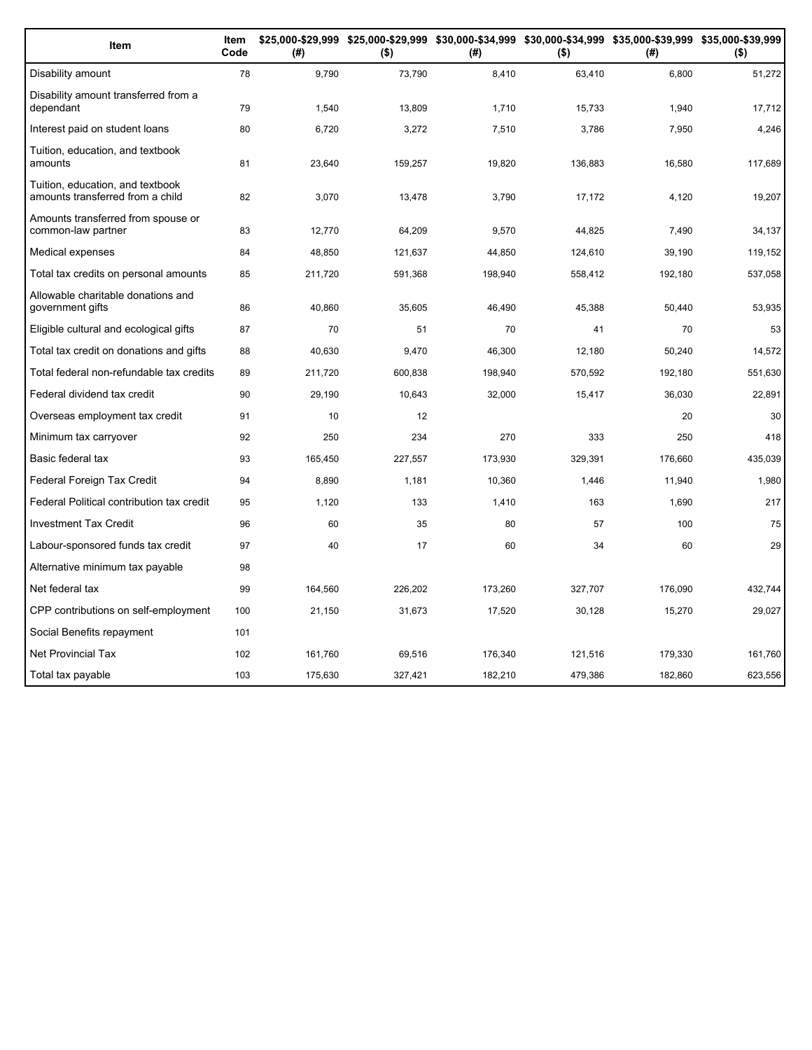| Item | Item Code | $25,000-$29,999 (#) | $25,000-$29,999 ($) | $30,000-$34,999 (#) | $30,000-$34,999 ($) | $35,000-$39,999 (#) | $35,000-$39,999 ($) |
|---|---|---|---|---|---|---|---|
| Disability amount | 78 | 9,790 | 73,790 | 8,410 | 63,410 | 6,800 | 51,272 |
| Disability amount transferred from a dependant | 79 | 1,540 | 13,809 | 1,710 | 15,733 | 1,940 | 17,712 |
| Interest paid on student loans | 80 | 6,720 | 3,272 | 7,510 | 3,786 | 7,950 | 4,246 |
| Tuition, education, and textbook amounts | 81 | 23,640 | 159,257 | 19,820 | 136,883 | 16,580 | 117,689 |
| Tuition, education, and textbook amounts transferred from a child | 82 | 3,070 | 13,478 | 3,790 | 17,172 | 4,120 | 19,207 |
| Amounts transferred from spouse or common-law partner | 83 | 12,770 | 64,209 | 9,570 | 44,825 | 7,490 | 34,137 |
| Medical expenses | 84 | 48,850 | 121,637 | 44,850 | 124,610 | 39,190 | 119,152 |
| Total tax credits on personal amounts | 85 | 211,720 | 591,368 | 198,940 | 558,412 | 192,180 | 537,058 |
| Allowable charitable donations and government gifts | 86 | 40,860 | 35,605 | 46,490 | 45,388 | 50,440 | 53,935 |
| Eligible cultural and ecological gifts | 87 | 70 | 51 | 70 | 41 | 70 | 53 |
| Total tax credit on donations and gifts | 88 | 40,630 | 9,470 | 46,300 | 12,180 | 50,240 | 14,572 |
| Total federal non-refundable tax credits | 89 | 211,720 | 600,838 | 198,940 | 570,592 | 192,180 | 551,630 |
| Federal dividend tax credit | 90 | 29,190 | 10,643 | 32,000 | 15,417 | 36,030 | 22,891 |
| Overseas employment tax credit | 91 | 10 | 12 | | | 20 | 30 |
| Minimum tax carryover | 92 | 250 | 234 | 270 | 333 | 250 | 418 |
| Basic federal tax | 93 | 165,450 | 227,557 | 173,930 | 329,391 | 176,660 | 435,039 |
| Federal Foreign Tax Credit | 94 | 8,890 | 1,181 | 10,360 | 1,446 | 11,940 | 1,980 |
| Federal Political contribution tax credit | 95 | 1,120 | 133 | 1,410 | 163 | 1,690 | 217 |
| Investment Tax Credit | 96 | 60 | 35 | 80 | 57 | 100 | 75 |
| Labour-sponsored funds tax credit | 97 | 40 | 17 | 60 | 34 | 60 | 29 |
| Alternative minimum tax payable | 98 | | | | | | |
| Net federal tax | 99 | 164,560 | 226,202 | 173,260 | 327,707 | 176,090 | 432,744 |
| CPP contributions on self-employment | 100 | 21,150 | 31,673 | 17,520 | 30,128 | 15,270 | 29,027 |
| Social Benefits repayment | 101 | | | | | | |
| Net Provincial Tax | 102 | 161,760 | 69,516 | 176,340 | 121,516 | 179,330 | 161,760 |
| Total tax payable | 103 | 175,630 | 327,421 | 182,210 | 479,386 | 182,860 | 623,556 |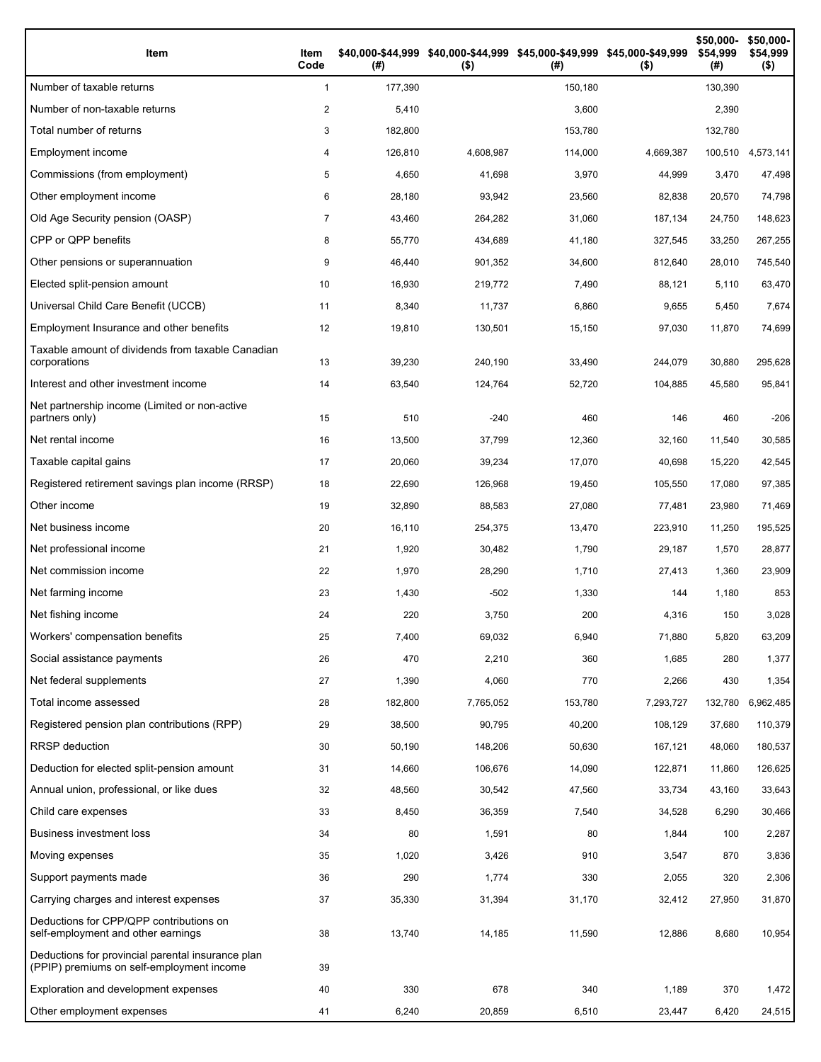| Item | Item Code | $40,000-$44,999 (#) | $40,000-$44,999 ($) | $45,000-$49,999 (#) | $45,000-$49,999 ($) | $50,000-$54,999 (#) | $50,000-$54,999 ($) |
|---|---|---|---|---|---|---|---|
| Number of taxable returns | 1 | 177,390 | | 150,180 | | 130,390 | |
| Number of non-taxable returns | 2 | 5,410 | | 3,600 | | 2,390 | |
| Total number of returns | 3 | 182,800 | | 153,780 | | 132,780 | |
| Employment income | 4 | 126,810 | 4,608,987 | 114,000 | 4,669,387 | 100,510 | 4,573,141 |
| Commissions (from employment) | 5 | 4,650 | 41,698 | 3,970 | 44,999 | 3,470 | 47,498 |
| Other employment income | 6 | 28,180 | 93,942 | 23,560 | 82,838 | 20,570 | 74,798 |
| Old Age Security pension (OASP) | 7 | 43,460 | 264,282 | 31,060 | 187,134 | 24,750 | 148,623 |
| CPP or QPP benefits | 8 | 55,770 | 434,689 | 41,180 | 327,545 | 33,250 | 267,255 |
| Other pensions or superannuation | 9 | 46,440 | 901,352 | 34,600 | 812,640 | 28,010 | 745,540 |
| Elected split-pension amount | 10 | 16,930 | 219,772 | 7,490 | 88,121 | 5,110 | 63,470 |
| Universal Child Care Benefit (UCCB) | 11 | 8,340 | 11,737 | 6,860 | 9,655 | 5,450 | 7,674 |
| Employment Insurance and other benefits | 12 | 19,810 | 130,501 | 15,150 | 97,030 | 11,870 | 74,699 |
| Taxable amount of dividends from taxable Canadian corporations | 13 | 39,230 | 240,190 | 33,490 | 244,079 | 30,880 | 295,628 |
| Interest and other investment income | 14 | 63,540 | 124,764 | 52,720 | 104,885 | 45,580 | 95,841 |
| Net partnership income (Limited or non-active partners only) | 15 | 510 | -240 | 460 | 146 | 460 | -206 |
| Net rental income | 16 | 13,500 | 37,799 | 12,360 | 32,160 | 11,540 | 30,585 |
| Taxable capital gains | 17 | 20,060 | 39,234 | 17,070 | 40,698 | 15,220 | 42,545 |
| Registered retirement savings plan income (RRSP) | 18 | 22,690 | 126,968 | 19,450 | 105,550 | 17,080 | 97,385 |
| Other income | 19 | 32,890 | 88,583 | 27,080 | 77,481 | 23,980 | 71,469 |
| Net business income | 20 | 16,110 | 254,375 | 13,470 | 223,910 | 11,250 | 195,525 |
| Net professional income | 21 | 1,920 | 30,482 | 1,790 | 29,187 | 1,570 | 28,877 |
| Net commission income | 22 | 1,970 | 28,290 | 1,710 | 27,413 | 1,360 | 23,909 |
| Net farming income | 23 | 1,430 | -502 | 1,330 | 144 | 1,180 | 853 |
| Net fishing income | 24 | 220 | 3,750 | 200 | 4,316 | 150 | 3,028 |
| Workers' compensation benefits | 25 | 7,400 | 69,032 | 6,940 | 71,880 | 5,820 | 63,209 |
| Social assistance payments | 26 | 470 | 2,210 | 360 | 1,685 | 280 | 1,377 |
| Net federal supplements | 27 | 1,390 | 4,060 | 770 | 2,266 | 430 | 1,354 |
| Total income assessed | 28 | 182,800 | 7,765,052 | 153,780 | 7,293,727 | 132,780 | 6,962,485 |
| Registered pension plan contributions (RPP) | 29 | 38,500 | 90,795 | 40,200 | 108,129 | 37,680 | 110,379 |
| RRSP deduction | 30 | 50,190 | 148,206 | 50,630 | 167,121 | 48,060 | 180,537 |
| Deduction for elected split-pension amount | 31 | 14,660 | 106,676 | 14,090 | 122,871 | 11,860 | 126,625 |
| Annual union, professional, or like dues | 32 | 48,560 | 30,542 | 47,560 | 33,734 | 43,160 | 33,643 |
| Child care expenses | 33 | 8,450 | 36,359 | 7,540 | 34,528 | 6,290 | 30,466 |
| Business investment loss | 34 | 80 | 1,591 | 80 | 1,844 | 100 | 2,287 |
| Moving expenses | 35 | 1,020 | 3,426 | 910 | 3,547 | 870 | 3,836 |
| Support payments made | 36 | 290 | 1,774 | 330 | 2,055 | 320 | 2,306 |
| Carrying charges and interest expenses | 37 | 35,330 | 31,394 | 31,170 | 32,412 | 27,950 | 31,870 |
| Deductions for CPP/QPP contributions on self-employment and other earnings | 38 | 13,740 | 14,185 | 11,590 | 12,886 | 8,680 | 10,954 |
| Deductions for provincial parental insurance plan (PPIP) premiums on self-employment income | 39 | | | | | | |
| Exploration and development expenses | 40 | 330 | 678 | 340 | 1,189 | 370 | 1,472 |
| Other employment expenses | 41 | 6,240 | 20,859 | 6,510 | 23,447 | 6,420 | 24,515 |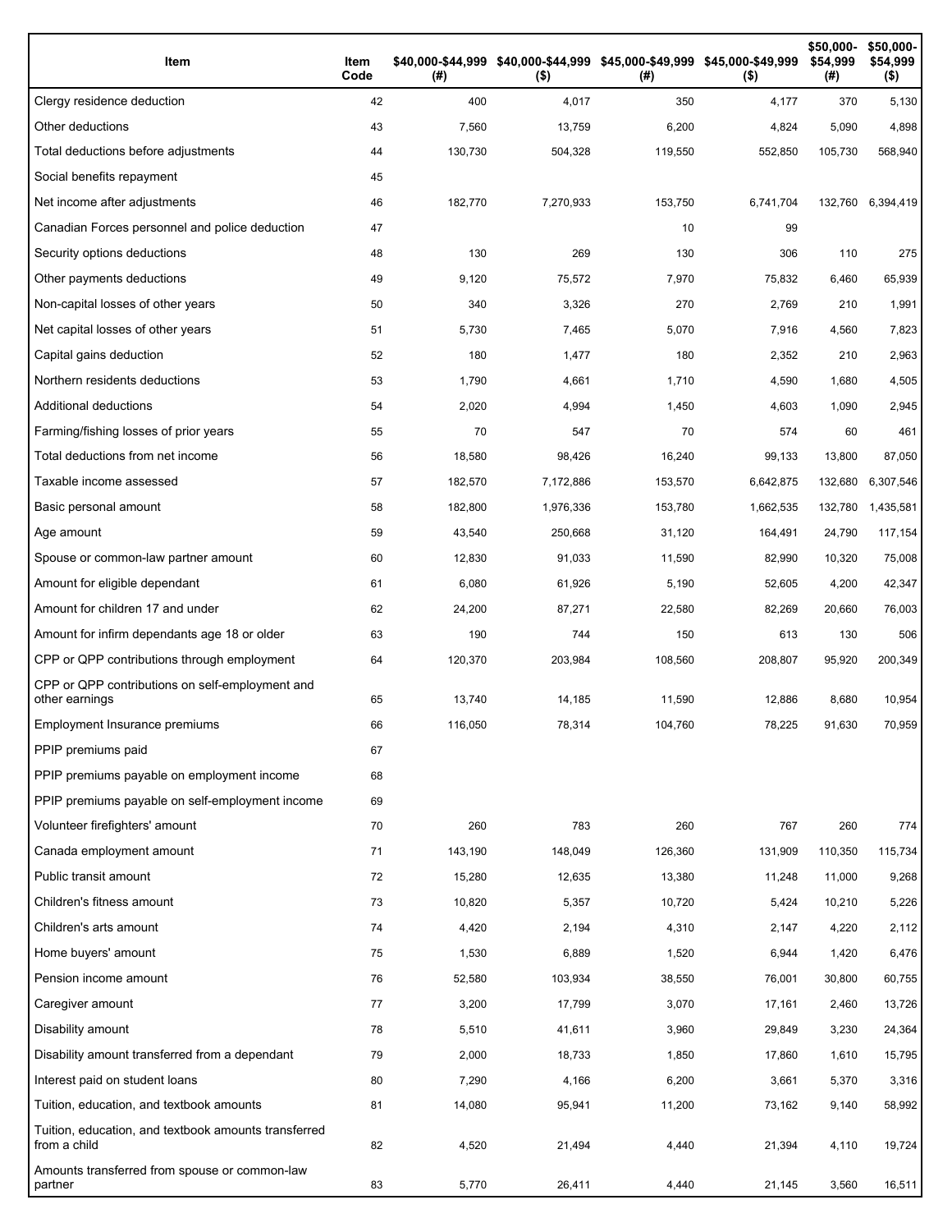| Item | Item Code | $40,000-$44,999 (#) | $40,000-$44,999 ($) | $45,000-$49,999 (#) | $45,000-$49,999 ($) | $50,000-$54,999 (#) | $50,000-$54,999 ($) |
|---|---|---|---|---|---|---|---|
| Clergy residence deduction | 42 | 400 | 4,017 | 350 | 4,177 | 370 | 5,130 |
| Other deductions | 43 | 7,560 | 13,759 | 6,200 | 4,824 | 5,090 | 4,898 |
| Total deductions before adjustments | 44 | 130,730 | 504,328 | 119,550 | 552,850 | 105,730 | 568,940 |
| Social benefits repayment | 45 | | | | | | |
| Net income after adjustments | 46 | 182,770 | 7,270,933 | 153,750 | 6,741,704 | 132,760 | 6,394,419 |
| Canadian Forces personnel and police deduction | 47 | | | 10 | 99 | | |
| Security options deductions | 48 | 130 | 269 | 130 | 306 | 110 | 275 |
| Other payments deductions | 49 | 9,120 | 75,572 | 7,970 | 75,832 | 6,460 | 65,939 |
| Non-capital losses of other years | 50 | 340 | 3,326 | 270 | 2,769 | 210 | 1,991 |
| Net capital losses of other years | 51 | 5,730 | 7,465 | 5,070 | 7,916 | 4,560 | 7,823 |
| Capital gains deduction | 52 | 180 | 1,477 | 180 | 2,352 | 210 | 2,963 |
| Northern residents deductions | 53 | 1,790 | 4,661 | 1,710 | 4,590 | 1,680 | 4,505 |
| Additional deductions | 54 | 2,020 | 4,994 | 1,450 | 4,603 | 1,090 | 2,945 |
| Farming/fishing losses of prior years | 55 | 70 | 547 | 70 | 574 | 60 | 461 |
| Total deductions from net income | 56 | 18,580 | 98,426 | 16,240 | 99,133 | 13,800 | 87,050 |
| Taxable income assessed | 57 | 182,570 | 7,172,886 | 153,570 | 6,642,875 | 132,680 | 6,307,546 |
| Basic personal amount | 58 | 182,800 | 1,976,336 | 153,780 | 1,662,535 | 132,780 | 1,435,581 |
| Age amount | 59 | 43,540 | 250,668 | 31,120 | 164,491 | 24,790 | 117,154 |
| Spouse or common-law partner amount | 60 | 12,830 | 91,033 | 11,590 | 82,990 | 10,320 | 75,008 |
| Amount for eligible dependant | 61 | 6,080 | 61,926 | 5,190 | 52,605 | 4,200 | 42,347 |
| Amount for children 17 and under | 62 | 24,200 | 87,271 | 22,580 | 82,269 | 20,660 | 76,003 |
| Amount for infirm dependants age 18 or older | 63 | 190 | 744 | 150 | 613 | 130 | 506 |
| CPP or QPP contributions through employment | 64 | 120,370 | 203,984 | 108,560 | 208,807 | 95,920 | 200,349 |
| CPP or QPP contributions on self-employment and other earnings | 65 | 13,740 | 14,185 | 11,590 | 12,886 | 8,680 | 10,954 |
| Employment Insurance premiums | 66 | 116,050 | 78,314 | 104,760 | 78,225 | 91,630 | 70,959 |
| PPIP premiums paid | 67 | | | | | | |
| PPIP premiums payable on employment income | 68 | | | | | | |
| PPIP premiums payable on self-employment income | 69 | | | | | | |
| Volunteer firefighters' amount | 70 | 260 | 783 | 260 | 767 | 260 | 774 |
| Canada employment amount | 71 | 143,190 | 148,049 | 126,360 | 131,909 | 110,350 | 115,734 |
| Public transit amount | 72 | 15,280 | 12,635 | 13,380 | 11,248 | 11,000 | 9,268 |
| Children's fitness amount | 73 | 10,820 | 5,357 | 10,720 | 5,424 | 10,210 | 5,226 |
| Children's arts amount | 74 | 4,420 | 2,194 | 4,310 | 2,147 | 4,220 | 2,112 |
| Home buyers' amount | 75 | 1,530 | 6,889 | 1,520 | 6,944 | 1,420 | 6,476 |
| Pension income amount | 76 | 52,580 | 103,934 | 38,550 | 76,001 | 30,800 | 60,755 |
| Caregiver amount | 77 | 3,200 | 17,799 | 3,070 | 17,161 | 2,460 | 13,726 |
| Disability amount | 78 | 5,510 | 41,611 | 3,960 | 29,849 | 3,230 | 24,364 |
| Disability amount transferred from a dependant | 79 | 2,000 | 18,733 | 1,850 | 17,860 | 1,610 | 15,795 |
| Interest paid on student loans | 80 | 7,290 | 4,166 | 6,200 | 3,661 | 5,370 | 3,316 |
| Tuition, education, and textbook amounts | 81 | 14,080 | 95,941 | 11,200 | 73,162 | 9,140 | 58,992 |
| Tuition, education, and textbook amounts transferred from a child | 82 | 4,520 | 21,494 | 4,440 | 21,394 | 4,110 | 19,724 |
| Amounts transferred from spouse or common-law partner | 83 | 5,770 | 26,411 | 4,440 | 21,145 | 3,560 | 16,511 |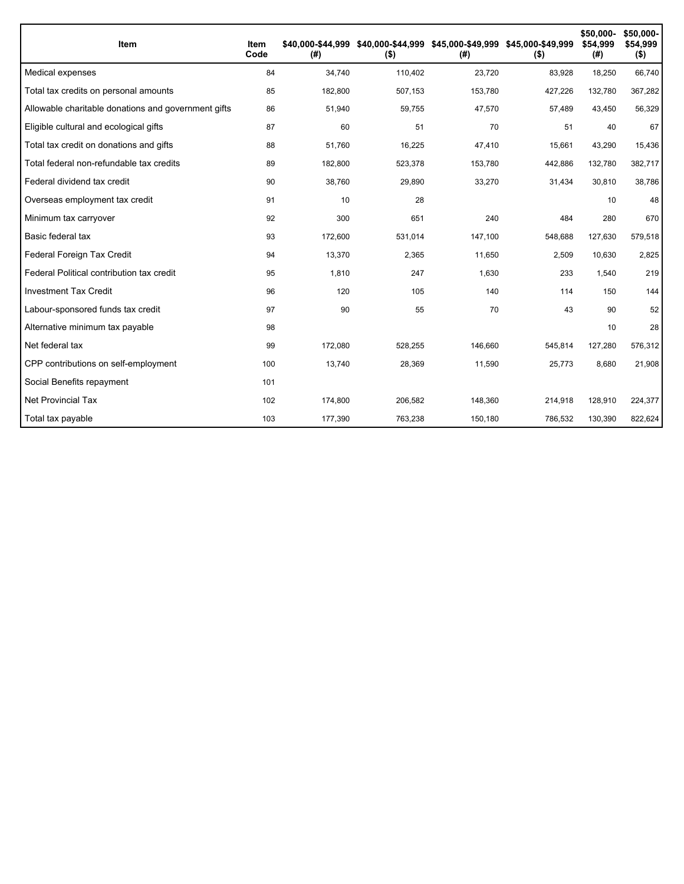| Item | Item Code | $40,000-$44,999 (#) | $40,000-$44,999 ($) | $45,000-$49,999 (#) | $45,000-$49,999 ($) | $50,000-$54,999 (#) | $50,000-$54,999 ($) |
|---|---|---|---|---|---|---|---|
| Medical expenses | 84 | 34,740 | 110,402 | 23,720 | 83,928 | 18,250 | 66,740 |
| Total tax credits on personal amounts | 85 | 182,800 | 507,153 | 153,780 | 427,226 | 132,780 | 367,282 |
| Allowable charitable donations and government gifts | 86 | 51,940 | 59,755 | 47,570 | 57,489 | 43,450 | 56,329 |
| Eligible cultural and ecological gifts | 87 | 60 | 51 | 70 | 51 | 40 | 67 |
| Total tax credit on donations and gifts | 88 | 51,760 | 16,225 | 47,410 | 15,661 | 43,290 | 15,436 |
| Total federal non-refundable tax credits | 89 | 182,800 | 523,378 | 153,780 | 442,886 | 132,780 | 382,717 |
| Federal dividend tax credit | 90 | 38,760 | 29,890 | 33,270 | 31,434 | 30,810 | 38,786 |
| Overseas employment tax credit | 91 | 10 | 28 | | | 10 | 48 |
| Minimum tax carryover | 92 | 300 | 651 | 240 | 484 | 280 | 670 |
| Basic federal tax | 93 | 172,600 | 531,014 | 147,100 | 548,688 | 127,630 | 579,518 |
| Federal Foreign Tax Credit | 94 | 13,370 | 2,365 | 11,650 | 2,509 | 10,630 | 2,825 |
| Federal Political contribution tax credit | 95 | 1,810 | 247 | 1,630 | 233 | 1,540 | 219 |
| Investment Tax Credit | 96 | 120 | 105 | 140 | 114 | 150 | 144 |
| Labour-sponsored funds tax credit | 97 | 90 | 55 | 70 | 43 | 90 | 52 |
| Alternative minimum tax payable | 98 | | | | | 10 | 28 |
| Net federal tax | 99 | 172,080 | 528,255 | 146,660 | 545,814 | 127,280 | 576,312 |
| CPP contributions on self-employment | 100 | 13,740 | 28,369 | 11,590 | 25,773 | 8,680 | 21,908 |
| Social Benefits repayment | 101 | | | | | | |
| Net Provincial Tax | 102 | 174,800 | 206,582 | 148,360 | 214,918 | 128,910 | 224,377 |
| Total tax payable | 103 | 177,390 | 763,238 | 150,180 | 786,532 | 130,390 | 822,624 |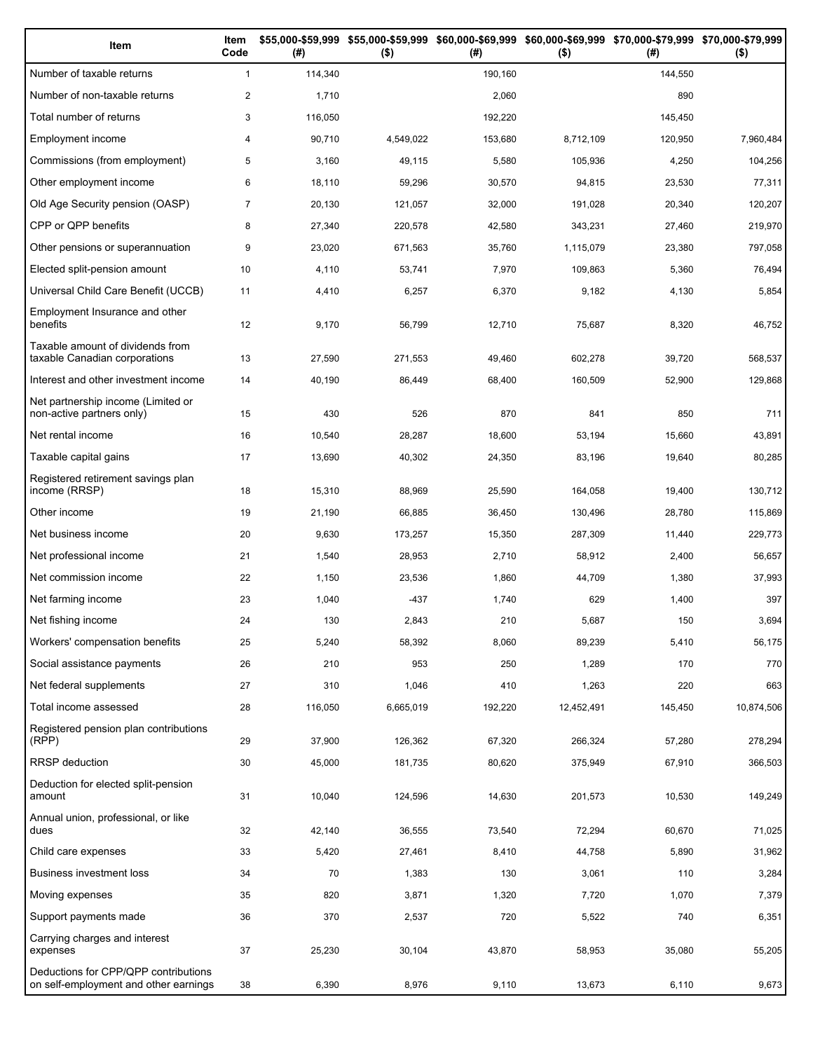| Item | Item Code | $55,000-$59,999 (#) | $55,000-$59,999 ($) | $60,000-$69,999 (#) | $60,000-$69,999 ($) | $70,000-$79,999 (#) | $70,000-$79,999 ($) |
|---|---|---|---|---|---|---|---|
| Number of taxable returns | 1 | 114,340 | | 190,160 | | 144,550 | |
| Number of non-taxable returns | 2 | 1,710 | | 2,060 | | 890 | |
| Total number of returns | 3 | 116,050 | | 192,220 | | 145,450 | |
| Employment income | 4 | 90,710 | 4,549,022 | 153,680 | 8,712,109 | 120,950 | 7,960,484 |
| Commissions (from employment) | 5 | 3,160 | 49,115 | 5,580 | 105,936 | 4,250 | 104,256 |
| Other employment income | 6 | 18,110 | 59,296 | 30,570 | 94,815 | 23,530 | 77,311 |
| Old Age Security pension (OASP) | 7 | 20,130 | 121,057 | 32,000 | 191,028 | 20,340 | 120,207 |
| CPP or QPP benefits | 8 | 27,340 | 220,578 | 42,580 | 343,231 | 27,460 | 219,970 |
| Other pensions or superannuation | 9 | 23,020 | 671,563 | 35,760 | 1,115,079 | 23,380 | 797,058 |
| Elected split-pension amount | 10 | 4,110 | 53,741 | 7,970 | 109,863 | 5,360 | 76,494 |
| Universal Child Care Benefit (UCCB) | 11 | 4,410 | 6,257 | 6,370 | 9,182 | 4,130 | 5,854 |
| Employment Insurance and other benefits | 12 | 9,170 | 56,799 | 12,710 | 75,687 | 8,320 | 46,752 |
| Taxable amount of dividends from taxable Canadian corporations | 13 | 27,590 | 271,553 | 49,460 | 602,278 | 39,720 | 568,537 |
| Interest and other investment income | 14 | 40,190 | 86,449 | 68,400 | 160,509 | 52,900 | 129,868 |
| Net partnership income (Limited or non-active partners only) | 15 | 430 | 526 | 870 | 841 | 850 | 711 |
| Net rental income | 16 | 10,540 | 28,287 | 18,600 | 53,194 | 15,660 | 43,891 |
| Taxable capital gains | 17 | 13,690 | 40,302 | 24,350 | 83,196 | 19,640 | 80,285 |
| Registered retirement savings plan income (RRSP) | 18 | 15,310 | 88,969 | 25,590 | 164,058 | 19,400 | 130,712 |
| Other income | 19 | 21,190 | 66,885 | 36,450 | 130,496 | 28,780 | 115,869 |
| Net business income | 20 | 9,630 | 173,257 | 15,350 | 287,309 | 11,440 | 229,773 |
| Net professional income | 21 | 1,540 | 28,953 | 2,710 | 58,912 | 2,400 | 56,657 |
| Net commission income | 22 | 1,150 | 23,536 | 1,860 | 44,709 | 1,380 | 37,993 |
| Net farming income | 23 | 1,040 | -437 | 1,740 | 629 | 1,400 | 397 |
| Net fishing income | 24 | 130 | 2,843 | 210 | 5,687 | 150 | 3,694 |
| Workers' compensation benefits | 25 | 5,240 | 58,392 | 8,060 | 89,239 | 5,410 | 56,175 |
| Social assistance payments | 26 | 210 | 953 | 250 | 1,289 | 170 | 770 |
| Net federal supplements | 27 | 310 | 1,046 | 410 | 1,263 | 220 | 663 |
| Total income assessed | 28 | 116,050 | 6,665,019 | 192,220 | 12,452,491 | 145,450 | 10,874,506 |
| Registered pension plan contributions (RPP) | 29 | 37,900 | 126,362 | 67,320 | 266,324 | 57,280 | 278,294 |
| RRSP deduction | 30 | 45,000 | 181,735 | 80,620 | 375,949 | 67,910 | 366,503 |
| Deduction for elected split-pension amount | 31 | 10,040 | 124,596 | 14,630 | 201,573 | 10,530 | 149,249 |
| Annual union, professional, or like dues | 32 | 42,140 | 36,555 | 73,540 | 72,294 | 60,670 | 71,025 |
| Child care expenses | 33 | 5,420 | 27,461 | 8,410 | 44,758 | 5,890 | 31,962 |
| Business investment loss | 34 | 70 | 1,383 | 130 | 3,061 | 110 | 3,284 |
| Moving expenses | 35 | 820 | 3,871 | 1,320 | 7,720 | 1,070 | 7,379 |
| Support payments made | 36 | 370 | 2,537 | 720 | 5,522 | 740 | 6,351 |
| Carrying charges and interest expenses | 37 | 25,230 | 30,104 | 43,870 | 58,953 | 35,080 | 55,205 |
| Deductions for CPP/QPP contributions on self-employment and other earnings | 38 | 6,390 | 8,976 | 9,110 | 13,673 | 6,110 | 9,673 |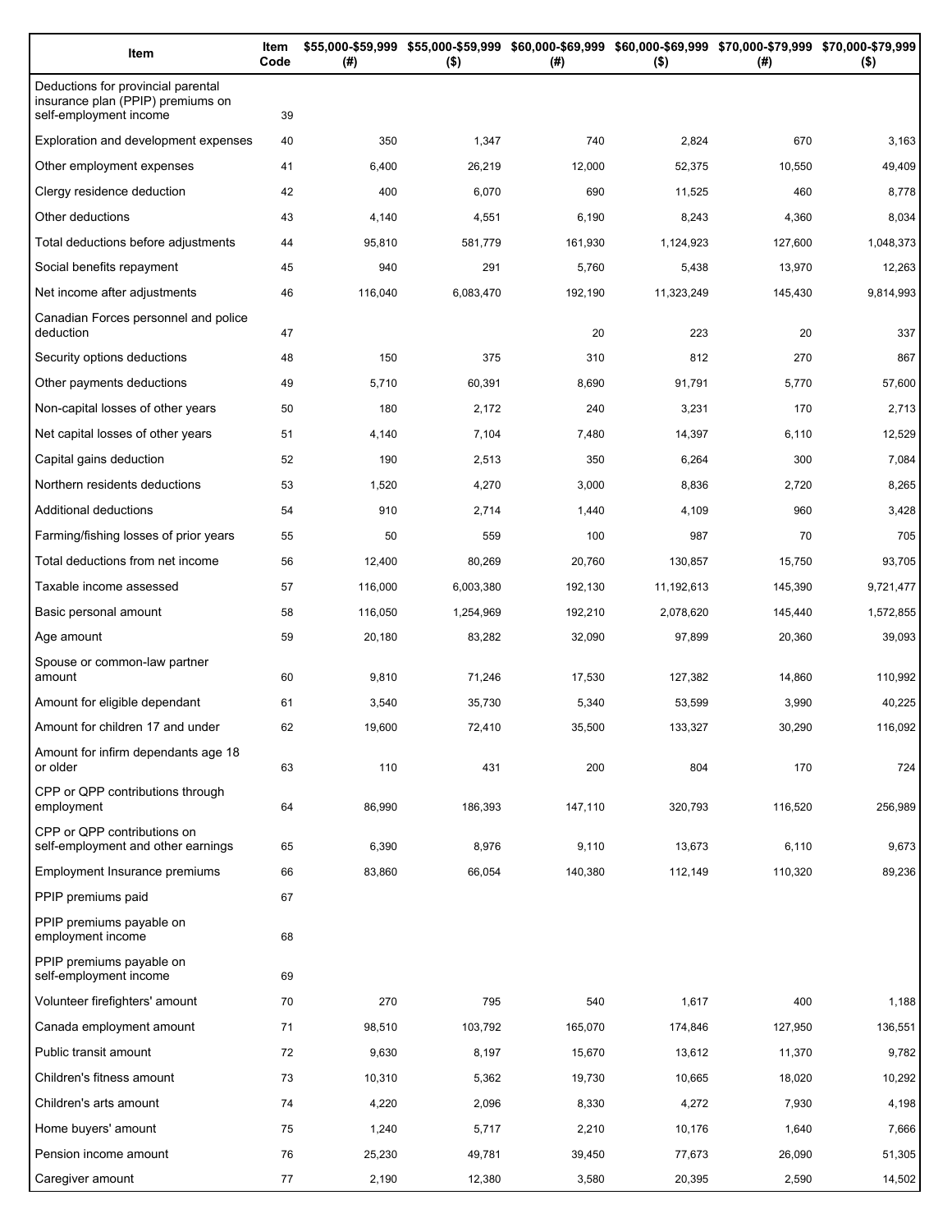| Item | Item Code | $55,000-$59,999 (#) | $55,000-$59,999 ($) | $60,000-$69,999 (#) | $60,000-$69,999 ($) | $70,000-$79,999 (#) | $70,000-$79,999 ($) |
|---|---|---|---|---|---|---|---|
| Deductions for provincial parental insurance plan (PPIP) premiums on self-employment income | 39 | | | | | | |
| Exploration and development expenses | 40 | 350 | 1,347 | 740 | 2,824 | 670 | 3,163 |
| Other employment expenses | 41 | 6,400 | 26,219 | 12,000 | 52,375 | 10,550 | 49,409 |
| Clergy residence deduction | 42 | 400 | 6,070 | 690 | 11,525 | 460 | 8,778 |
| Other deductions | 43 | 4,140 | 4,551 | 6,190 | 8,243 | 4,360 | 8,034 |
| Total deductions before adjustments | 44 | 95,810 | 581,779 | 161,930 | 1,124,923 | 127,600 | 1,048,373 |
| Social benefits repayment | 45 | 940 | 291 | 5,760 | 5,438 | 13,970 | 12,263 |
| Net income after adjustments | 46 | 116,040 | 6,083,470 | 192,190 | 11,323,249 | 145,430 | 9,814,993 |
| Canadian Forces personnel and police deduction | 47 | | | 20 | 223 | 20 | 337 |
| Security options deductions | 48 | 150 | 375 | 310 | 812 | 270 | 867 |
| Other payments deductions | 49 | 5,710 | 60,391 | 8,690 | 91,791 | 5,770 | 57,600 |
| Non-capital losses of other years | 50 | 180 | 2,172 | 240 | 3,231 | 170 | 2,713 |
| Net capital losses of other years | 51 | 4,140 | 7,104 | 7,480 | 14,397 | 6,110 | 12,529 |
| Capital gains deduction | 52 | 190 | 2,513 | 350 | 6,264 | 300 | 7,084 |
| Northern residents deductions | 53 | 1,520 | 4,270 | 3,000 | 8,836 | 2,720 | 8,265 |
| Additional deductions | 54 | 910 | 2,714 | 1,440 | 4,109 | 960 | 3,428 |
| Farming/fishing losses of prior years | 55 | 50 | 559 | 100 | 987 | 70 | 705 |
| Total deductions from net income | 56 | 12,400 | 80,269 | 20,760 | 130,857 | 15,750 | 93,705 |
| Taxable income assessed | 57 | 116,000 | 6,003,380 | 192,130 | 11,192,613 | 145,390 | 9,721,477 |
| Basic personal amount | 58 | 116,050 | 1,254,969 | 192,210 | 2,078,620 | 145,440 | 1,572,855 |
| Age amount | 59 | 20,180 | 83,282 | 32,090 | 97,899 | 20,360 | 39,093 |
| Spouse or common-law partner amount | 60 | 9,810 | 71,246 | 17,530 | 127,382 | 14,860 | 110,992 |
| Amount for eligible dependant | 61 | 3,540 | 35,730 | 5,340 | 53,599 | 3,990 | 40,225 |
| Amount for children 17 and under | 62 | 19,600 | 72,410 | 35,500 | 133,327 | 30,290 | 116,092 |
| Amount for infirm dependants age 18 or older | 63 | 110 | 431 | 200 | 804 | 170 | 724 |
| CPP or QPP contributions through employment | 64 | 86,990 | 186,393 | 147,110 | 320,793 | 116,520 | 256,989 |
| CPP or QPP contributions on self-employment and other earnings | 65 | 6,390 | 8,976 | 9,110 | 13,673 | 6,110 | 9,673 |
| Employment Insurance premiums | 66 | 83,860 | 66,054 | 140,380 | 112,149 | 110,320 | 89,236 |
| PPIP premiums paid | 67 | | | | | | |
| PPIP premiums payable on employment income | 68 | | | | | | |
| PPIP premiums payable on self-employment income | 69 | | | | | | |
| Volunteer firefighters' amount | 70 | 270 | 795 | 540 | 1,617 | 400 | 1,188 |
| Canada employment amount | 71 | 98,510 | 103,792 | 165,070 | 174,846 | 127,950 | 136,551 |
| Public transit amount | 72 | 9,630 | 8,197 | 15,670 | 13,612 | 11,370 | 9,782 |
| Children's fitness amount | 73 | 10,310 | 5,362 | 19,730 | 10,665 | 18,020 | 10,292 |
| Children's arts amount | 74 | 4,220 | 2,096 | 8,330 | 4,272 | 7,930 | 4,198 |
| Home buyers' amount | 75 | 1,240 | 5,717 | 2,210 | 10,176 | 1,640 | 7,666 |
| Pension income amount | 76 | 25,230 | 49,781 | 39,450 | 77,673 | 26,090 | 51,305 |
| Caregiver amount | 77 | 2,190 | 12,380 | 3,580 | 20,395 | 2,590 | 14,502 |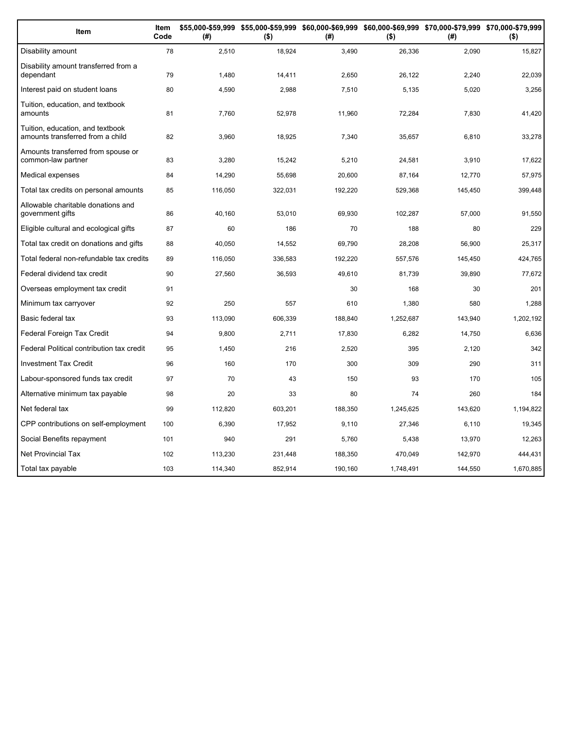| Item | Item Code | $55,000-$59,999 (#) | $55,000-$59,999 ($) | $60,000-$69,999 (#) | $60,000-$69,999 ($) | $70,000-$79,999 (#) | $70,000-$79,999 ($) |
|---|---|---|---|---|---|---|---|
| Disability amount | 78 | 2,510 | 18,924 | 3,490 | 26,336 | 2,090 | 15,827 |
| Disability amount transferred from a dependant | 79 | 1,480 | 14,411 | 2,650 | 26,122 | 2,240 | 22,039 |
| Interest paid on student loans | 80 | 4,590 | 2,988 | 7,510 | 5,135 | 5,020 | 3,256 |
| Tuition, education, and textbook amounts | 81 | 7,760 | 52,978 | 11,960 | 72,284 | 7,830 | 41,420 |
| Tuition, education, and textbook amounts transferred from a child | 82 | 3,960 | 18,925 | 7,340 | 35,657 | 6,810 | 33,278 |
| Amounts transferred from spouse or common-law partner | 83 | 3,280 | 15,242 | 5,210 | 24,581 | 3,910 | 17,622 |
| Medical expenses | 84 | 14,290 | 55,698 | 20,600 | 87,164 | 12,770 | 57,975 |
| Total tax credits on personal amounts | 85 | 116,050 | 322,031 | 192,220 | 529,368 | 145,450 | 399,448 |
| Allowable charitable donations and government gifts | 86 | 40,160 | 53,010 | 69,930 | 102,287 | 57,000 | 91,550 |
| Eligible cultural and ecological gifts | 87 | 60 | 186 | 70 | 188 | 80 | 229 |
| Total tax credit on donations and gifts | 88 | 40,050 | 14,552 | 69,790 | 28,208 | 56,900 | 25,317 |
| Total federal non-refundable tax credits | 89 | 116,050 | 336,583 | 192,220 | 557,576 | 145,450 | 424,765 |
| Federal dividend tax credit | 90 | 27,560 | 36,593 | 49,610 | 81,739 | 39,890 | 77,672 |
| Overseas employment tax credit | 91 | | | 30 | 168 | 30 | 201 |
| Minimum tax carryover | 92 | 250 | 557 | 610 | 1,380 | 580 | 1,288 |
| Basic federal tax | 93 | 113,090 | 606,339 | 188,840 | 1,252,687 | 143,940 | 1,202,192 |
| Federal Foreign Tax Credit | 94 | 9,800 | 2,711 | 17,830 | 6,282 | 14,750 | 6,636 |
| Federal Political contribution tax credit | 95 | 1,450 | 216 | 2,520 | 395 | 2,120 | 342 |
| Investment Tax Credit | 96 | 160 | 170 | 300 | 309 | 290 | 311 |
| Labour-sponsored funds tax credit | 97 | 70 | 43 | 150 | 93 | 170 | 105 |
| Alternative minimum tax payable | 98 | 20 | 33 | 80 | 74 | 260 | 184 |
| Net federal tax | 99 | 112,820 | 603,201 | 188,350 | 1,245,625 | 143,620 | 1,194,822 |
| CPP contributions on self-employment | 100 | 6,390 | 17,952 | 9,110 | 27,346 | 6,110 | 19,345 |
| Social Benefits repayment | 101 | 940 | 291 | 5,760 | 5,438 | 13,970 | 12,263 |
| Net Provincial Tax | 102 | 113,230 | 231,448 | 188,350 | 470,049 | 142,970 | 444,431 |
| Total tax payable | 103 | 114,340 | 852,914 | 190,160 | 1,748,491 | 144,550 | 1,670,885 |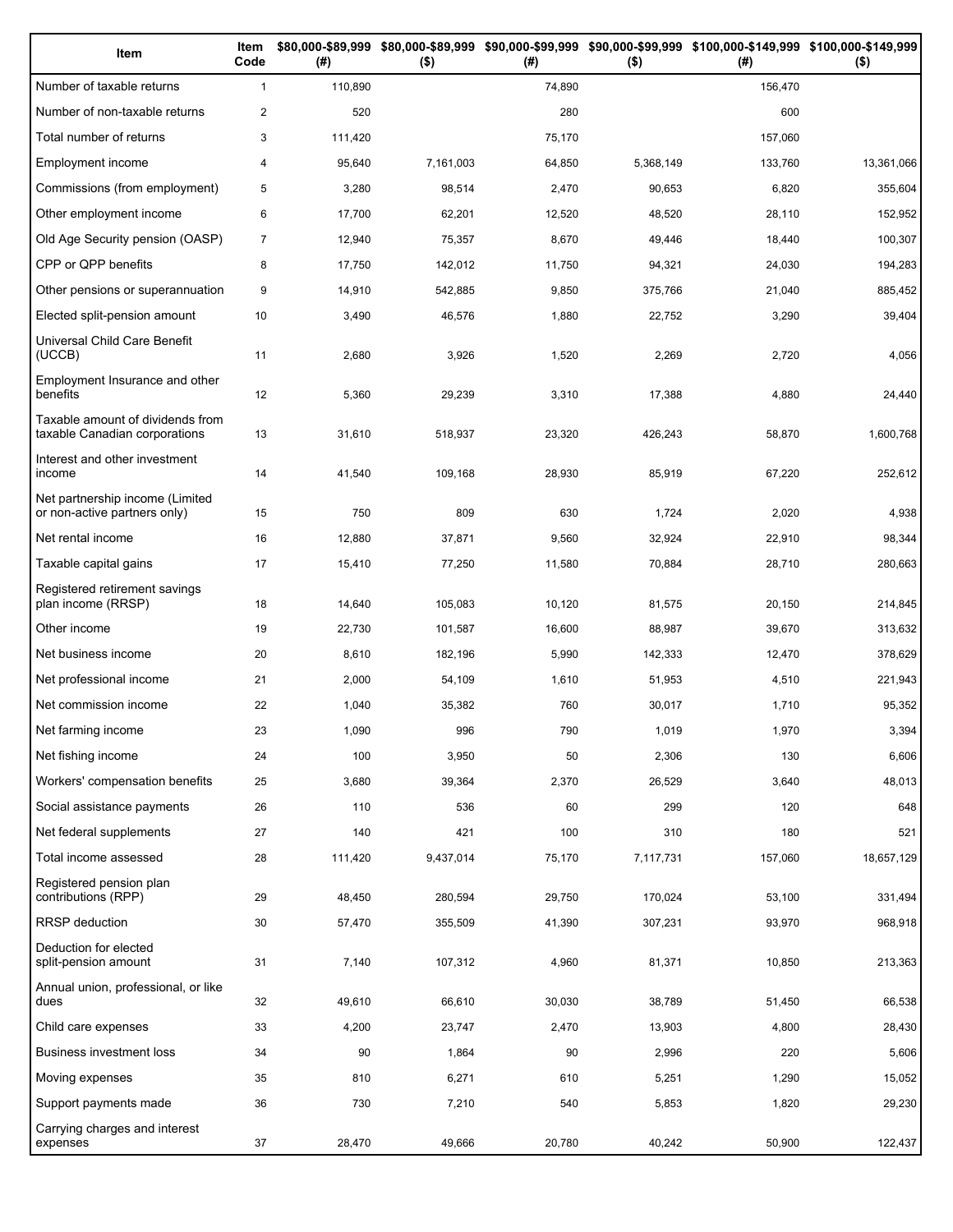| Item | Item Code | $80,000-$89,999 (#) | $80,000-$89,999 ($) | $90,000-$99,999 (#) | $90,000-$99,999 ($) | $100,000-$149,999 (#) | $100,000-$149,999 ($) |
|---|---|---|---|---|---|---|---|
| Number of taxable returns | 1 | 110,890 | | 74,890 | | 156,470 | |
| Number of non-taxable returns | 2 | 520 | | 280 | | 600 | |
| Total number of returns | 3 | 111,420 | | 75,170 | | 157,060 | |
| Employment income | 4 | 95,640 | 7,161,003 | 64,850 | 5,368,149 | 133,760 | 13,361,066 |
| Commissions (from employment) | 5 | 3,280 | 98,514 | 2,470 | 90,653 | 6,820 | 355,604 |
| Other employment income | 6 | 17,700 | 62,201 | 12,520 | 48,520 | 28,110 | 152,952 |
| Old Age Security pension (OASP) | 7 | 12,940 | 75,357 | 8,670 | 49,446 | 18,440 | 100,307 |
| CPP or QPP benefits | 8 | 17,750 | 142,012 | 11,750 | 94,321 | 24,030 | 194,283 |
| Other pensions or superannuation | 9 | 14,910 | 542,885 | 9,850 | 375,766 | 21,040 | 885,452 |
| Elected split-pension amount | 10 | 3,490 | 46,576 | 1,880 | 22,752 | 3,290 | 39,404 |
| Universal Child Care Benefit (UCCB) | 11 | 2,680 | 3,926 | 1,520 | 2,269 | 2,720 | 4,056 |
| Employment Insurance and other benefits | 12 | 5,360 | 29,239 | 3,310 | 17,388 | 4,880 | 24,440 |
| Taxable amount of dividends from taxable Canadian corporations | 13 | 31,610 | 518,937 | 23,320 | 426,243 | 58,870 | 1,600,768 |
| Interest and other investment income | 14 | 41,540 | 109,168 | 28,930 | 85,919 | 67,220 | 252,612 |
| Net partnership income (Limited or non-active partners only) | 15 | 750 | 809 | 630 | 1,724 | 2,020 | 4,938 |
| Net rental income | 16 | 12,880 | 37,871 | 9,560 | 32,924 | 22,910 | 98,344 |
| Taxable capital gains | 17 | 15,410 | 77,250 | 11,580 | 70,884 | 28,710 | 280,663 |
| Registered retirement savings plan income (RRSP) | 18 | 14,640 | 105,083 | 10,120 | 81,575 | 20,150 | 214,845 |
| Other income | 19 | 22,730 | 101,587 | 16,600 | 88,987 | 39,670 | 313,632 |
| Net business income | 20 | 8,610 | 182,196 | 5,990 | 142,333 | 12,470 | 378,629 |
| Net professional income | 21 | 2,000 | 54,109 | 1,610 | 51,953 | 4,510 | 221,943 |
| Net commission income | 22 | 1,040 | 35,382 | 760 | 30,017 | 1,710 | 95,352 |
| Net farming income | 23 | 1,090 | 996 | 790 | 1,019 | 1,970 | 3,394 |
| Net fishing income | 24 | 100 | 3,950 | 50 | 2,306 | 130 | 6,606 |
| Workers' compensation benefits | 25 | 3,680 | 39,364 | 2,370 | 26,529 | 3,640 | 48,013 |
| Social assistance payments | 26 | 110 | 536 | 60 | 299 | 120 | 648 |
| Net federal supplements | 27 | 140 | 421 | 100 | 310 | 180 | 521 |
| Total income assessed | 28 | 111,420 | 9,437,014 | 75,170 | 7,117,731 | 157,060 | 18,657,129 |
| Registered pension plan contributions (RPP) | 29 | 48,450 | 280,594 | 29,750 | 170,024 | 53,100 | 331,494 |
| RRSP deduction | 30 | 57,470 | 355,509 | 41,390 | 307,231 | 93,970 | 968,918 |
| Deduction for elected split-pension amount | 31 | 7,140 | 107,312 | 4,960 | 81,371 | 10,850 | 213,363 |
| Annual union, professional, or like dues | 32 | 49,610 | 66,610 | 30,030 | 38,789 | 51,450 | 66,538 |
| Child care expenses | 33 | 4,200 | 23,747 | 2,470 | 13,903 | 4,800 | 28,430 |
| Business investment loss | 34 | 90 | 1,864 | 90 | 2,996 | 220 | 5,606 |
| Moving expenses | 35 | 810 | 6,271 | 610 | 5,251 | 1,290 | 15,052 |
| Support payments made | 36 | 730 | 7,210 | 540 | 5,853 | 1,820 | 29,230 |
| Carrying charges and interest expenses | 37 | 28,470 | 49,666 | 20,780 | 40,242 | 50,900 | 122,437 |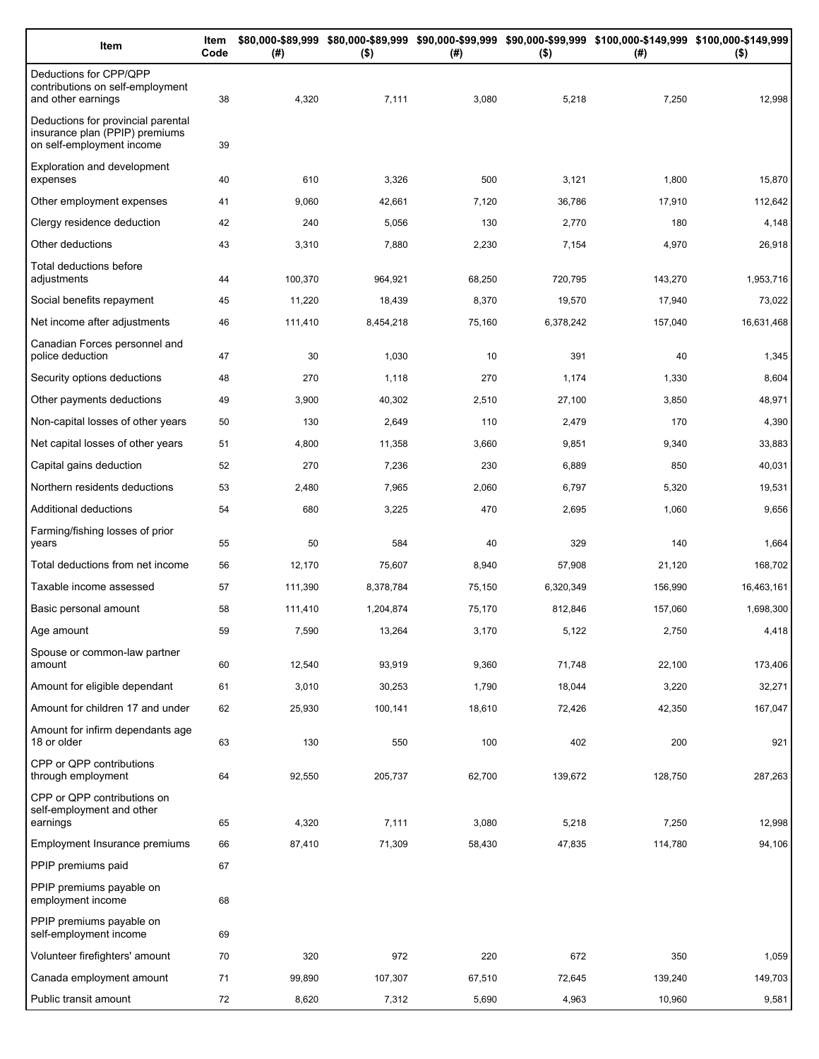| Item | Item Code | $80,000-$89,999 (#) | $80,000-$89,999 ($) | $90,000-$99,999 (#) | $90,000-$99,999 ($) | $100,000-$149,999 (#) | $100,000-$149,999 ($) |
|---|---|---|---|---|---|---|---|
| Deductions for CPP/QPP contributions on self-employment and other earnings | 38 | 4,320 | 7,111 | 3,080 | 5,218 | 7,250 | 12,998 |
| Deductions for provincial parental insurance plan (PPIP) premiums on self-employment income | 39 | | | | | | |
| Exploration and development expenses | 40 | 610 | 3,326 | 500 | 3,121 | 1,800 | 15,870 |
| Other employment expenses | 41 | 9,060 | 42,661 | 7,120 | 36,786 | 17,910 | 112,642 |
| Clergy residence deduction | 42 | 240 | 5,056 | 130 | 2,770 | 180 | 4,148 |
| Other deductions | 43 | 3,310 | 7,880 | 2,230 | 7,154 | 4,970 | 26,918 |
| Total deductions before adjustments | 44 | 100,370 | 964,921 | 68,250 | 720,795 | 143,270 | 1,953,716 |
| Social benefits repayment | 45 | 11,220 | 18,439 | 8,370 | 19,570 | 17,940 | 73,022 |
| Net income after adjustments | 46 | 111,410 | 8,454,218 | 75,160 | 6,378,242 | 157,040 | 16,631,468 |
| Canadian Forces personnel and police deduction | 47 | 30 | 1,030 | 10 | 391 | 40 | 1,345 |
| Security options deductions | 48 | 270 | 1,118 | 270 | 1,174 | 1,330 | 8,604 |
| Other payments deductions | 49 | 3,900 | 40,302 | 2,510 | 27,100 | 3,850 | 48,971 |
| Non-capital losses of other years | 50 | 130 | 2,649 | 110 | 2,479 | 170 | 4,390 |
| Net capital losses of other years | 51 | 4,800 | 11,358 | 3,660 | 9,851 | 9,340 | 33,883 |
| Capital gains deduction | 52 | 270 | 7,236 | 230 | 6,889 | 850 | 40,031 |
| Northern residents deductions | 53 | 2,480 | 7,965 | 2,060 | 6,797 | 5,320 | 19,531 |
| Additional deductions | 54 | 680 | 3,225 | 470 | 2,695 | 1,060 | 9,656 |
| Farming/fishing losses of prior years | 55 | 50 | 584 | 40 | 329 | 140 | 1,664 |
| Total deductions from net income | 56 | 12,170 | 75,607 | 8,940 | 57,908 | 21,120 | 168,702 |
| Taxable income assessed | 57 | 111,390 | 8,378,784 | 75,150 | 6,320,349 | 156,990 | 16,463,161 |
| Basic personal amount | 58 | 111,410 | 1,204,874 | 75,170 | 812,846 | 157,060 | 1,698,300 |
| Age amount | 59 | 7,590 | 13,264 | 3,170 | 5,122 | 2,750 | 4,418 |
| Spouse or common-law partner amount | 60 | 12,540 | 93,919 | 9,360 | 71,748 | 22,100 | 173,406 |
| Amount for eligible dependant | 61 | 3,010 | 30,253 | 1,790 | 18,044 | 3,220 | 32,271 |
| Amount for children 17 and under | 62 | 25,930 | 100,141 | 18,610 | 72,426 | 42,350 | 167,047 |
| Amount for infirm dependants age 18 or older | 63 | 130 | 550 | 100 | 402 | 200 | 921 |
| CPP or QPP contributions through employment | 64 | 92,550 | 205,737 | 62,700 | 139,672 | 128,750 | 287,263 |
| CPP or QPP contributions on self-employment and other earnings | 65 | 4,320 | 7,111 | 3,080 | 5,218 | 7,250 | 12,998 |
| Employment Insurance premiums | 66 | 87,410 | 71,309 | 58,430 | 47,835 | 114,780 | 94,106 |
| PPIP premiums paid | 67 | | | | | | |
| PPIP premiums payable on employment income | 68 | | | | | | |
| PPIP premiums payable on self-employment income | 69 | | | | | | |
| Volunteer firefighters' amount | 70 | 320 | 972 | 220 | 672 | 350 | 1,059 |
| Canada employment amount | 71 | 99,890 | 107,307 | 67,510 | 72,645 | 139,240 | 149,703 |
| Public transit amount | 72 | 8,620 | 7,312 | 5,690 | 4,963 | 10,960 | 9,581 |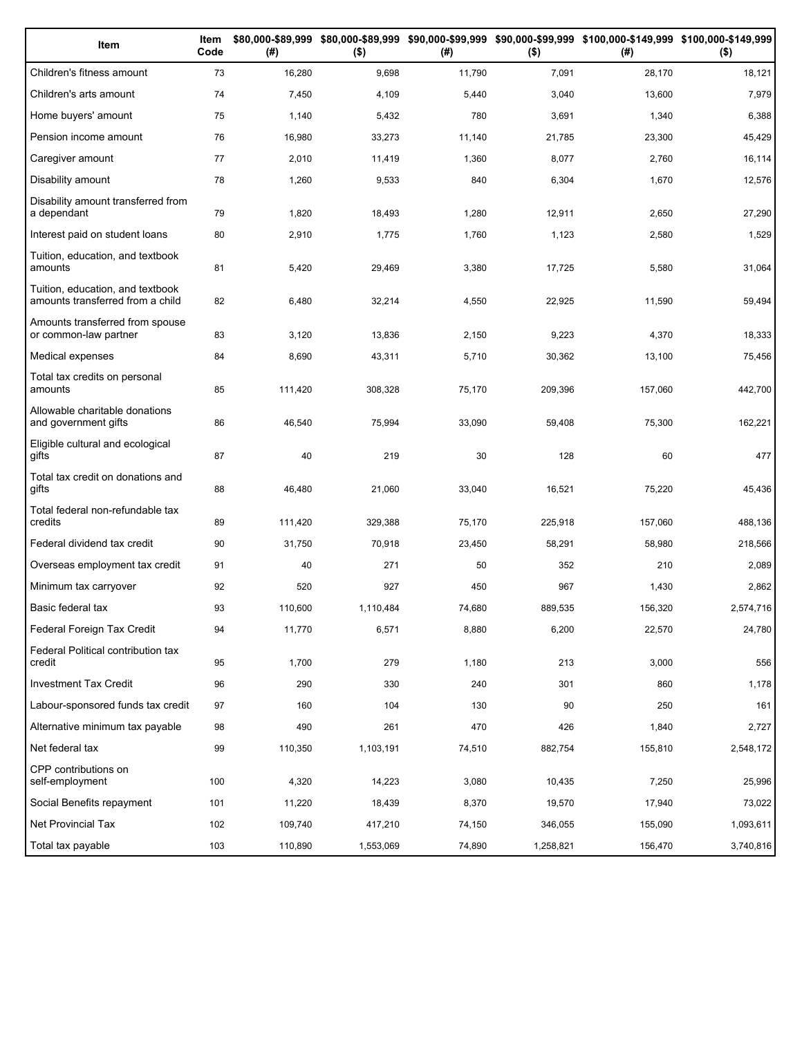| Item | Item Code | $80,000-$89,999 (#) | $80,000-$89,999 ($) | $90,000-$99,999 (#) | $90,000-$99,999 ($) | $100,000-$149,999 (#) | $100,000-$149,999 ($) |
|---|---|---|---|---|---|---|---|
| Children's fitness amount | 73 | 16,280 | 9,698 | 11,790 | 7,091 | 28,170 | 18,121 |
| Children's arts amount | 74 | 7,450 | 4,109 | 5,440 | 3,040 | 13,600 | 7,979 |
| Home buyers' amount | 75 | 1,140 | 5,432 | 780 | 3,691 | 1,340 | 6,388 |
| Pension income amount | 76 | 16,980 | 33,273 | 11,140 | 21,785 | 23,300 | 45,429 |
| Caregiver amount | 77 | 2,010 | 11,419 | 1,360 | 8,077 | 2,760 | 16,114 |
| Disability amount | 78 | 1,260 | 9,533 | 840 | 6,304 | 1,670 | 12,576 |
| Disability amount transferred from a dependant | 79 | 1,820 | 18,493 | 1,280 | 12,911 | 2,650 | 27,290 |
| Interest paid on student loans | 80 | 2,910 | 1,775 | 1,760 | 1,123 | 2,580 | 1,529 |
| Tuition, education, and textbook amounts | 81 | 5,420 | 29,469 | 3,380 | 17,725 | 5,580 | 31,064 |
| Tuition, education, and textbook amounts transferred from a child | 82 | 6,480 | 32,214 | 4,550 | 22,925 | 11,590 | 59,494 |
| Amounts transferred from spouse or common-law partner | 83 | 3,120 | 13,836 | 2,150 | 9,223 | 4,370 | 18,333 |
| Medical expenses | 84 | 8,690 | 43,311 | 5,710 | 30,362 | 13,100 | 75,456 |
| Total tax credits on personal amounts | 85 | 111,420 | 308,328 | 75,170 | 209,396 | 157,060 | 442,700 |
| Allowable charitable donations and government gifts | 86 | 46,540 | 75,994 | 33,090 | 59,408 | 75,300 | 162,221 |
| Eligible cultural and ecological gifts | 87 | 40 | 219 | 30 | 128 | 60 | 477 |
| Total tax credit on donations and gifts | 88 | 46,480 | 21,060 | 33,040 | 16,521 | 75,220 | 45,436 |
| Total federal non-refundable tax credits | 89 | 111,420 | 329,388 | 75,170 | 225,918 | 157,060 | 488,136 |
| Federal dividend tax credit | 90 | 31,750 | 70,918 | 23,450 | 58,291 | 58,980 | 218,566 |
| Overseas employment tax credit | 91 | 40 | 271 | 50 | 352 | 210 | 2,089 |
| Minimum tax carryover | 92 | 520 | 927 | 450 | 967 | 1,430 | 2,862 |
| Basic federal tax | 93 | 110,600 | 1,110,484 | 74,680 | 889,535 | 156,320 | 2,574,716 |
| Federal Foreign Tax Credit | 94 | 11,770 | 6,571 | 8,880 | 6,200 | 22,570 | 24,780 |
| Federal Political contribution tax credit | 95 | 1,700 | 279 | 1,180 | 213 | 3,000 | 556 |
| Investment Tax Credit | 96 | 290 | 330 | 240 | 301 | 860 | 1,178 |
| Labour-sponsored funds tax credit | 97 | 160 | 104 | 130 | 90 | 250 | 161 |
| Alternative minimum tax payable | 98 | 490 | 261 | 470 | 426 | 1,840 | 2,727 |
| Net federal tax | 99 | 110,350 | 1,103,191 | 74,510 | 882,754 | 155,810 | 2,548,172 |
| CPP contributions on self-employment | 100 | 4,320 | 14,223 | 3,080 | 10,435 | 7,250 | 25,996 |
| Social Benefits repayment | 101 | 11,220 | 18,439 | 8,370 | 19,570 | 17,940 | 73,022 |
| Net Provincial Tax | 102 | 109,740 | 417,210 | 74,150 | 346,055 | 155,090 | 1,093,611 |
| Total tax payable | 103 | 110,890 | 1,553,069 | 74,890 | 1,258,821 | 156,470 | 3,740,816 |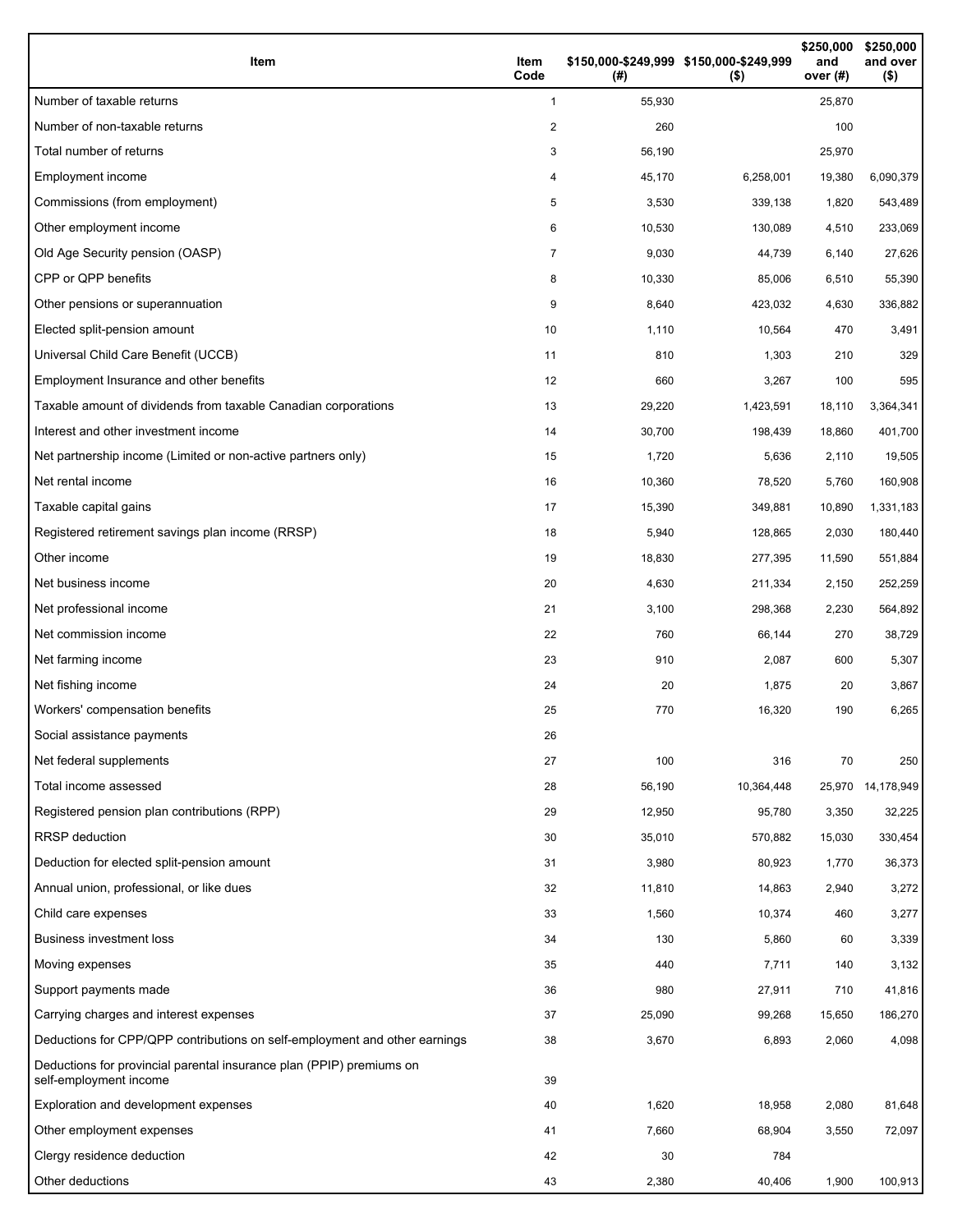| Item | Item Code | $150,000-$249,999 (#) | $150,000-$249,999 ($) | $250,000 and over (#) | $250,000 and over ($) |
|---|---|---|---|---|---|
| Number of taxable returns | 1 | 55,930 | | 25,870 | |
| Number of non-taxable returns | 2 | 260 | | 100 | |
| Total number of returns | 3 | 56,190 | | 25,970 | |
| Employment income | 4 | 45,170 | 6,258,001 | 19,380 | 6,090,379 |
| Commissions (from employment) | 5 | 3,530 | 339,138 | 1,820 | 543,489 |
| Other employment income | 6 | 10,530 | 130,089 | 4,510 | 233,069 |
| Old Age Security pension (OASP) | 7 | 9,030 | 44,739 | 6,140 | 27,626 |
| CPP or QPP benefits | 8 | 10,330 | 85,006 | 6,510 | 55,390 |
| Other pensions or superannuation | 9 | 8,640 | 423,032 | 4,630 | 336,882 |
| Elected split-pension amount | 10 | 1,110 | 10,564 | 470 | 3,491 |
| Universal Child Care Benefit (UCCB) | 11 | 810 | 1,303 | 210 | 329 |
| Employment Insurance and other benefits | 12 | 660 | 3,267 | 100 | 595 |
| Taxable amount of dividends from taxable Canadian corporations | 13 | 29,220 | 1,423,591 | 18,110 | 3,364,341 |
| Interest and other investment income | 14 | 30,700 | 198,439 | 18,860 | 401,700 |
| Net partnership income (Limited or non-active partners only) | 15 | 1,720 | 5,636 | 2,110 | 19,505 |
| Net rental income | 16 | 10,360 | 78,520 | 5,760 | 160,908 |
| Taxable capital gains | 17 | 15,390 | 349,881 | 10,890 | 1,331,183 |
| Registered retirement savings plan income (RRSP) | 18 | 5,940 | 128,865 | 2,030 | 180,440 |
| Other income | 19 | 18,830 | 277,395 | 11,590 | 551,884 |
| Net business income | 20 | 4,630 | 211,334 | 2,150 | 252,259 |
| Net professional income | 21 | 3,100 | 298,368 | 2,230 | 564,892 |
| Net commission income | 22 | 760 | 66,144 | 270 | 38,729 |
| Net farming income | 23 | 910 | 2,087 | 600 | 5,307 |
| Net fishing income | 24 | 20 | 1,875 | 20 | 3,867 |
| Workers' compensation benefits | 25 | 770 | 16,320 | 190 | 6,265 |
| Social assistance payments | 26 | | | | |
| Net federal supplements | 27 | 100 | 316 | 70 | 250 |
| Total income assessed | 28 | 56,190 | 10,364,448 | 25,970 | 14,178,949 |
| Registered pension plan contributions (RPP) | 29 | 12,950 | 95,780 | 3,350 | 32,225 |
| RRSP deduction | 30 | 35,010 | 570,882 | 15,030 | 330,454 |
| Deduction for elected split-pension amount | 31 | 3,980 | 80,923 | 1,770 | 36,373 |
| Annual union, professional, or like dues | 32 | 11,810 | 14,863 | 2,940 | 3,272 |
| Child care expenses | 33 | 1,560 | 10,374 | 460 | 3,277 |
| Business investment loss | 34 | 130 | 5,860 | 60 | 3,339 |
| Moving expenses | 35 | 440 | 7,711 | 140 | 3,132 |
| Support payments made | 36 | 980 | 27,911 | 710 | 41,816 |
| Carrying charges and interest expenses | 37 | 25,090 | 99,268 | 15,650 | 186,270 |
| Deductions for CPP/QPP contributions on self-employment and other earnings | 38 | 3,670 | 6,893 | 2,060 | 4,098 |
| Deductions for provincial parental insurance plan (PPIP) premiums on self-employment income | 39 | | | | |
| Exploration and development expenses | 40 | 1,620 | 18,958 | 2,080 | 81,648 |
| Other employment expenses | 41 | 7,660 | 68,904 | 3,550 | 72,097 |
| Clergy residence deduction | 42 | 30 | 784 | | |
| Other deductions | 43 | 2,380 | 40,406 | 1,900 | 100,913 |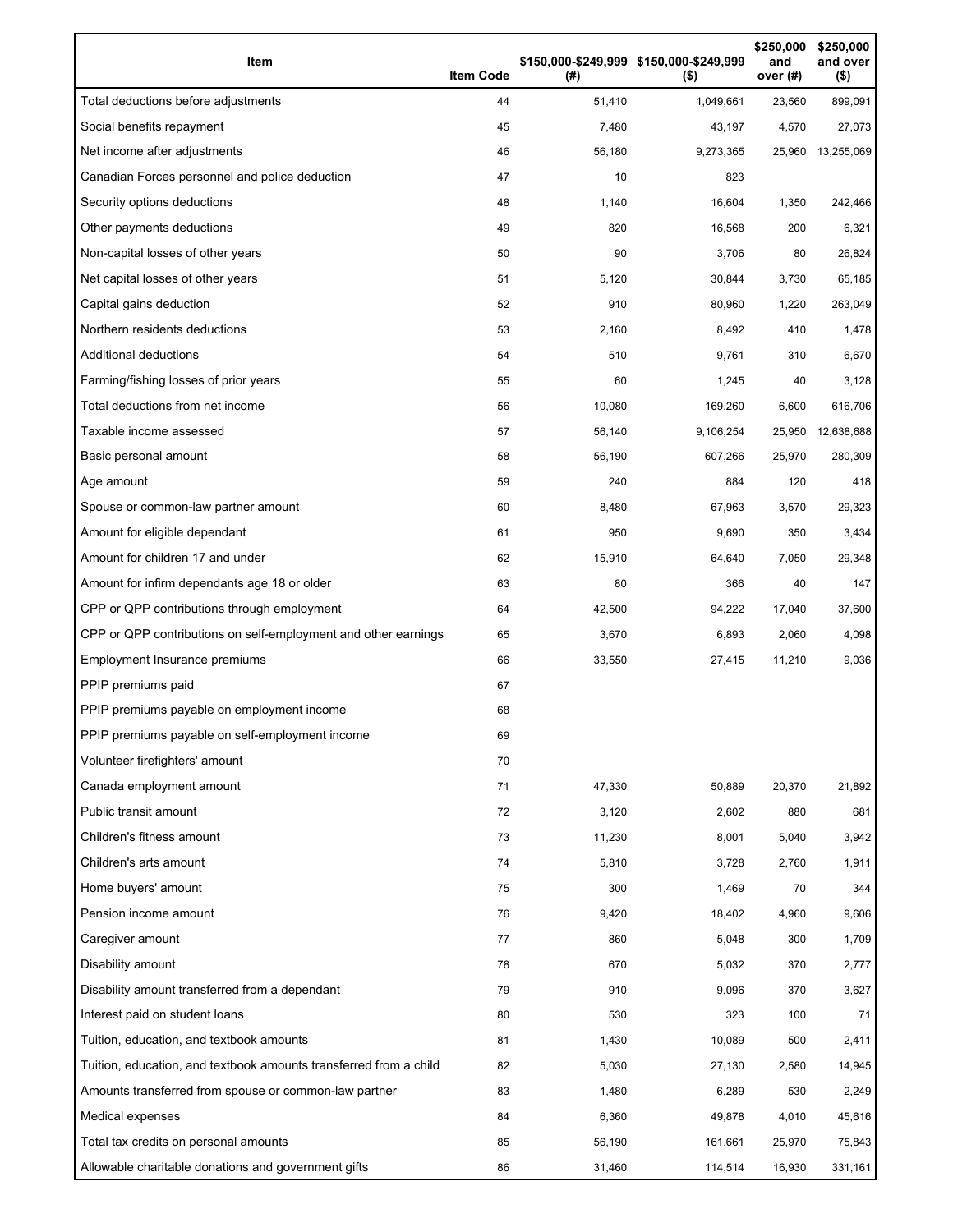| Item | Item Code | $150,000-$249,999 (#) | $150,000-$249,999 ($) | $250,000 and over (#) | $250,000 and over ($) |
| --- | --- | --- | --- | --- | --- |
| Total deductions before adjustments | 44 | 51,410 | 1,049,661 | 23,560 | 899,091 |
| Social benefits repayment | 45 | 7,480 | 43,197 | 4,570 | 27,073 |
| Net income after adjustments | 46 | 56,180 | 9,273,365 | 25,960 | 13,255,069 |
| Canadian Forces personnel and police deduction | 47 | 10 | 823 | | |
| Security options deductions | 48 | 1,140 | 16,604 | 1,350 | 242,466 |
| Other payments deductions | 49 | 820 | 16,568 | 200 | 6,321 |
| Non-capital losses of other years | 50 | 90 | 3,706 | 80 | 26,824 |
| Net capital losses of other years | 51 | 5,120 | 30,844 | 3,730 | 65,185 |
| Capital gains deduction | 52 | 910 | 80,960 | 1,220 | 263,049 |
| Northern residents deductions | 53 | 2,160 | 8,492 | 410 | 1,478 |
| Additional deductions | 54 | 510 | 9,761 | 310 | 6,670 |
| Farming/fishing losses of prior years | 55 | 60 | 1,245 | 40 | 3,128 |
| Total deductions from net income | 56 | 10,080 | 169,260 | 6,600 | 616,706 |
| Taxable income assessed | 57 | 56,140 | 9,106,254 | 25,950 | 12,638,688 |
| Basic personal amount | 58 | 56,190 | 607,266 | 25,970 | 280,309 |
| Age amount | 59 | 240 | 884 | 120 | 418 |
| Spouse or common-law partner amount | 60 | 8,480 | 67,963 | 3,570 | 29,323 |
| Amount for eligible dependant | 61 | 950 | 9,690 | 350 | 3,434 |
| Amount for children 17 and under | 62 | 15,910 | 64,640 | 7,050 | 29,348 |
| Amount for infirm dependants age 18 or older | 63 | 80 | 366 | 40 | 147 |
| CPP or QPP contributions through employment | 64 | 42,500 | 94,222 | 17,040 | 37,600 |
| CPP or QPP contributions on self-employment and other earnings | 65 | 3,670 | 6,893 | 2,060 | 4,098 |
| Employment Insurance premiums | 66 | 33,550 | 27,415 | 11,210 | 9,036 |
| PPIP premiums paid | 67 | | | | |
| PPIP premiums payable on employment income | 68 | | | | |
| PPIP premiums payable on self-employment income | 69 | | | | |
| Volunteer firefighters' amount | 70 | | | | |
| Canada employment amount | 71 | 47,330 | 50,889 | 20,370 | 21,892 |
| Public transit amount | 72 | 3,120 | 2,602 | 880 | 681 |
| Children's fitness amount | 73 | 11,230 | 8,001 | 5,040 | 3,942 |
| Children's arts amount | 74 | 5,810 | 3,728 | 2,760 | 1,911 |
| Home buyers' amount | 75 | 300 | 1,469 | 70 | 344 |
| Pension income amount | 76 | 9,420 | 18,402 | 4,960 | 9,606 |
| Caregiver amount | 77 | 860 | 5,048 | 300 | 1,709 |
| Disability amount | 78 | 670 | 5,032 | 370 | 2,777 |
| Disability amount transferred from a dependant | 79 | 910 | 9,096 | 370 | 3,627 |
| Interest paid on student loans | 80 | 530 | 323 | 100 | 71 |
| Tuition, education, and textbook amounts | 81 | 1,430 | 10,089 | 500 | 2,411 |
| Tuition, education, and textbook amounts transferred from a child | 82 | 5,030 | 27,130 | 2,580 | 14,945 |
| Amounts transferred from spouse or common-law partner | 83 | 1,480 | 6,289 | 530 | 2,249 |
| Medical expenses | 84 | 6,360 | 49,878 | 4,010 | 45,616 |
| Total tax credits on personal amounts | 85 | 56,190 | 161,661 | 25,970 | 75,843 |
| Allowable charitable donations and government gifts | 86 | 31,460 | 114,514 | 16,930 | 331,161 |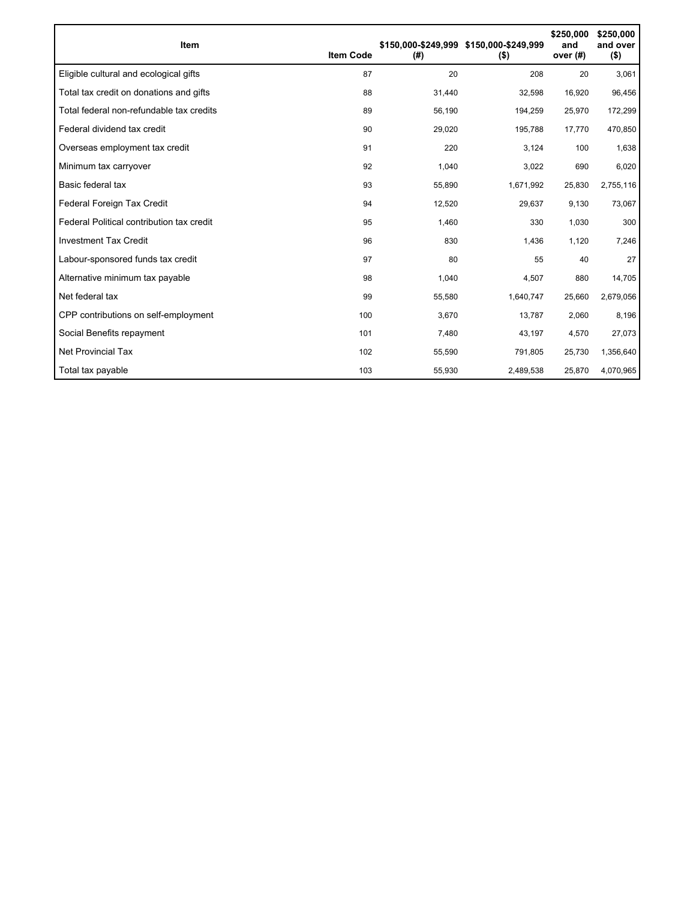| Item | Item Code | $150,000-$249,999 (#) | $150,000-$249,999 ($) | $250,000 and over (#) | $250,000 and over ($) |
|---|---|---|---|---|---|
| Eligible cultural and ecological gifts | 87 | 20 | 208 | 20 | 3,061 |
| Total tax credit on donations and gifts | 88 | 31,440 | 32,598 | 16,920 | 96,456 |
| Total federal non-refundable tax credits | 89 | 56,190 | 194,259 | 25,970 | 172,299 |
| Federal dividend tax credit | 90 | 29,020 | 195,788 | 17,770 | 470,850 |
| Overseas employment tax credit | 91 | 220 | 3,124 | 100 | 1,638 |
| Minimum tax carryover | 92 | 1,040 | 3,022 | 690 | 6,020 |
| Basic federal tax | 93 | 55,890 | 1,671,992 | 25,830 | 2,755,116 |
| Federal Foreign Tax Credit | 94 | 12,520 | 29,637 | 9,130 | 73,067 |
| Federal Political contribution tax credit | 95 | 1,460 | 330 | 1,030 | 300 |
| Investment Tax Credit | 96 | 830 | 1,436 | 1,120 | 7,246 |
| Labour-sponsored funds tax credit | 97 | 80 | 55 | 40 | 27 |
| Alternative minimum tax payable | 98 | 1,040 | 4,507 | 880 | 14,705 |
| Net federal tax | 99 | 55,580 | 1,640,747 | 25,660 | 2,679,056 |
| CPP contributions on self-employment | 100 | 3,670 | 13,787 | 2,060 | 8,196 |
| Social Benefits repayment | 101 | 7,480 | 43,197 | 4,570 | 27,073 |
| Net Provincial Tax | 102 | 55,590 | 791,805 | 25,730 | 1,356,640 |
| Total tax payable | 103 | 55,930 | 2,489,538 | 25,870 | 4,070,965 |